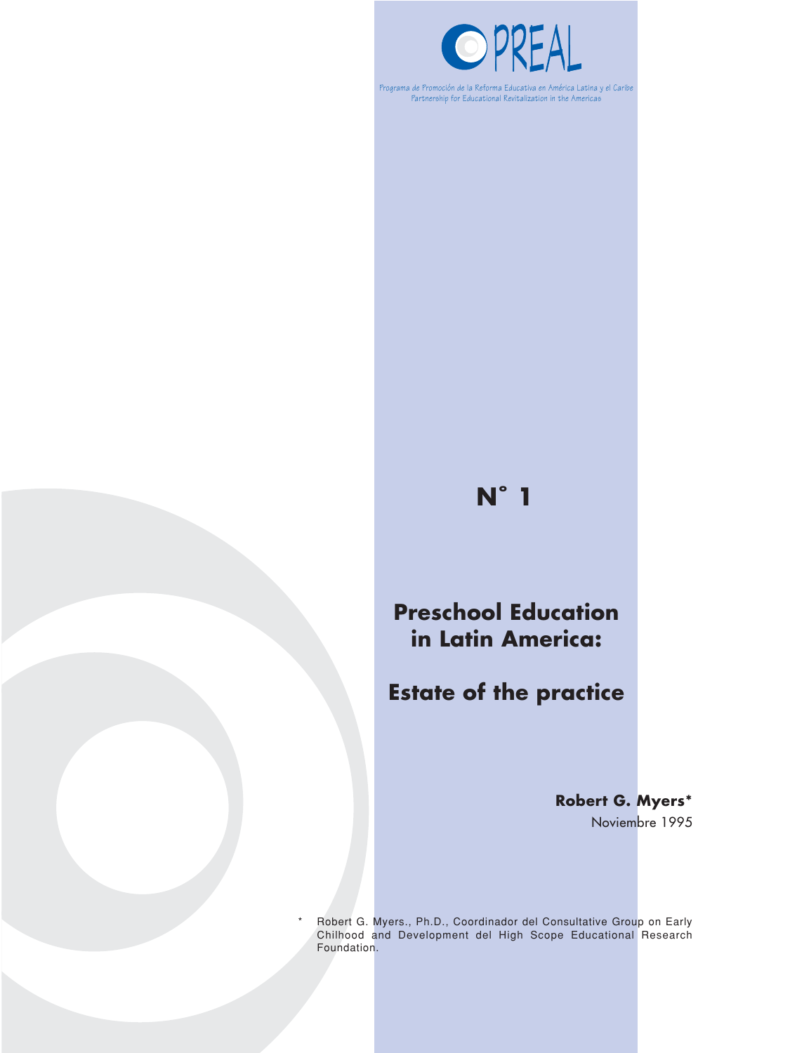PREAL

Programa de Promoción de la Reforma Educativa en América Latina y el Caribe
Partnership for Educational Revitalization in the Americas

**N° 1**

# Preschool Education in Latin America:

# Estate of the practice

**Robert G. Myers***

Noviembre 1995

\* Robert G. Myers., Ph.D., Coordinador del Consultative Group on Early Chilhood and Development del High Scope Educational Research Foundation.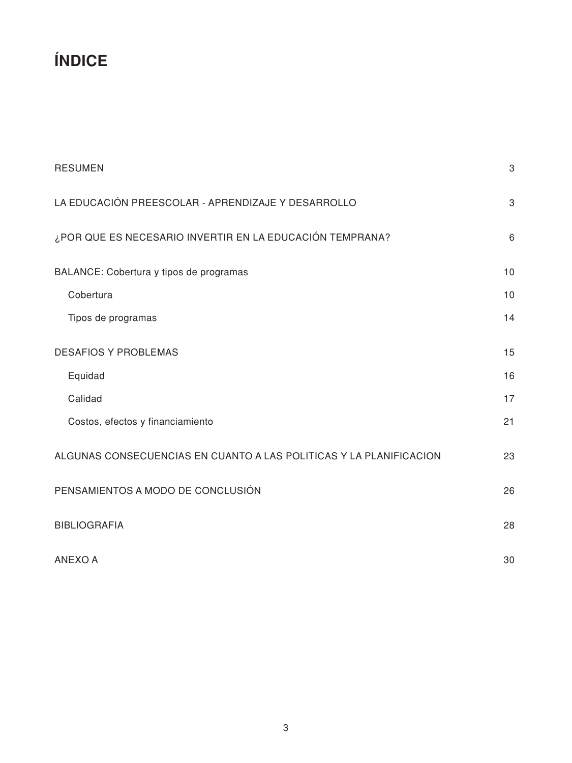# ÍNDICE

| | |
|---|---|
| RESUMEN | 3 |
| LA EDUCACIÓN PREESCOLAR - APRENDIZAJE Y DESARROLLO | 3 |
| ¿POR QUE ES NECESARIO INVERTIR EN LA EDUCACIÓN TEMPRANA? | 6 |
| BALANCE: Cobertura y tipos de programas | 10 |
| Cobertura | 10 |
| Tipos de programas | 14 |
| DESAFIOS Y PROBLEMAS | 15 |
| Equidad | 16 |
| Calidad | 17 |
| Costos, efectos y financiamiento | 21 |
| ALGUNAS CONSECUENCIAS EN CUANTO A LAS POLITICAS Y LA PLANIFICACION | 23 |
| PENSAMIENTOS A MODO DE CONCLUSIÓN | 26 |
| BIBLIOGRAFIA | 28 |
| ANEXO A | 30 |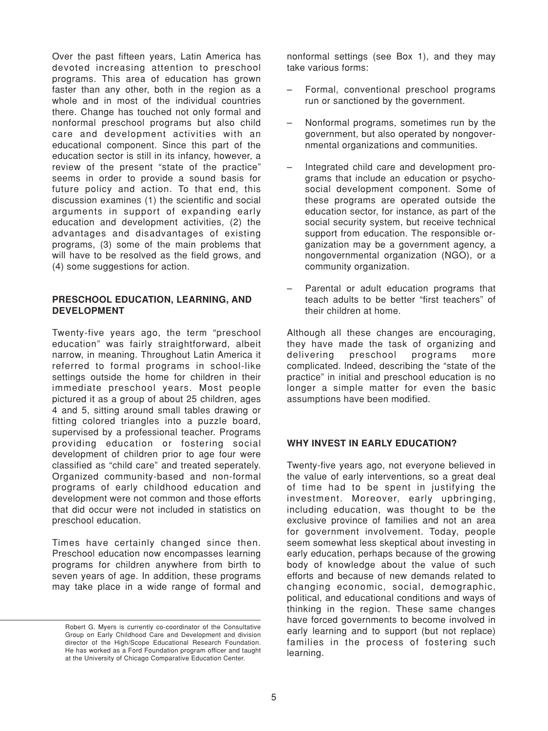Over the past fifteen years, Latin America has devoted increasing attention to preschool programs. This area of education has grown faster than any other, both in the region as a whole and in most of the individual countries there. Change has touched not only formal and nonformal preschool programs but also child care and development activities with an educational component. Since this part of the education sector is still in its infancy, however, a review of the present "state of the practice" seems in order to provide a sound basis for future policy and action. To that end, this discussion examines (1) the scientific and social arguments in support of expanding early education and development activities, (2) the advantages and disadvantages of existing programs, (3) some of the main problems that will have to be resolved as the field grows, and (4) some suggestions for action.

## PRESCHOOL EDUCATION, LEARNING, AND DEVELOPMENT

Twenty-five years ago, the term "preschool education" was fairly straightforward, albeit narrow, in meaning. Throughout Latin America it referred to formal programs in school-like settings outside the home for children in their immediate preschool years. Most people pictured it as a group of about 25 children, ages 4 and 5, sitting around small tables drawing or fitting colored triangles into a puzzle board, supervised by a professional teacher. Programs providing education or fostering social development of children prior to age four were classified as "child care" and treated seperately. Organized community-based and non-formal programs of early childhood education and development were not common and those efforts that did occur were not included in statistics on preschool education.

Times have certainly changed since then. Preschool education now encompasses learning programs for children anywhere from birth to seven years of age. In addition, these programs may take place in a wide range of formal and nonformal settings (see Box 1), and they may take various forms:

- Formal, conventional preschool programs run or sanctioned by the government.
- Nonformal programs, sometimes run by the government, but also operated by nongovernmental organizations and communities.
- Integrated child care and development programs that include an education or psychosocial development component. Some of these programs are operated outside the education sector, for instance, as part of the social security system, but receive technical support from education. The responsible organization may be a government agency, a nongovernmental organization (NGO), or a community organization.
- Parental or adult education programs that teach adults to be better "first teachers" of their children at home.

Although all these changes are encouraging, they have made the task of organizing and delivering preschool programs more complicated. Indeed, describing the "state of the practice" in initial and preschool education is no longer a simple matter for even the basic assumptions have been modified.

## WHY INVEST IN EARLY EDUCATION?

Twenty-five years ago, not everyone believed in the value of early interventions, so a great deal of time had to be spent in justifying the investment. Moreover, early upbringing, including education, was thought to be the exclusive province of families and not an area for government involvement. Today, people seem somewhat less skeptical about investing in early education, perhaps because of the growing body of knowledge about the value of such efforts and because of new demands related to changing economic, social, demographic, political, and educational conditions and ways of thinking in the region. These same changes have forced governments to become involved in early learning and to support (but not replace) families in the process of fostering such learning.

Robert G. Myers is currently co-coordinator of the Consultative Group on Early Childhood Care and Development and division director of the High/Scope Educational Research Foundation. He has worked as a Ford Foundation program officer and taught at the University of Chicago Comparative Education Center.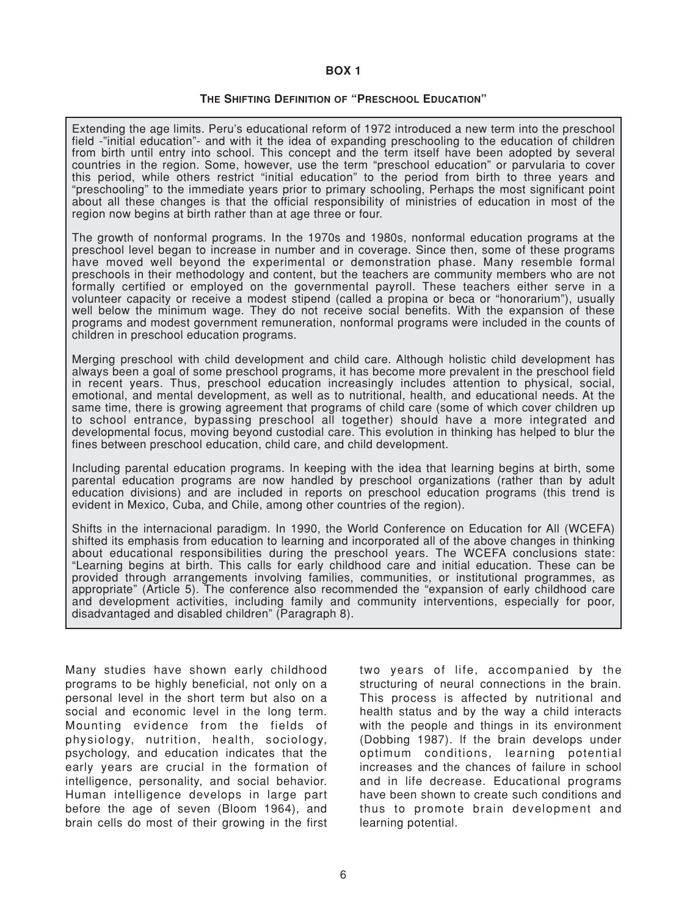**BOX 1**

**THE SHIFTING DEFINITION OF "PRESCHOOL EDUCATION"**

Extending the age limits. Peru's educational reform of 1972 introduced a new term into the preschool field -"initial education"- and with it the idea of expanding preschooling to the education of children from birth until entry into school. This concept and the term itself have been adopted by several countries in the region. Some, however, use the term "preschool education" or parvularia to cover this period, while others restrict "initial education" to the period from birth to three years and "preschooling" to the immediate years prior to primary schooling, Perhaps the most significant point about all these changes is that the official responsibility of ministries of education in most of the region now begins at birth rather than at age three or four.

The growth of nonformal programs. In the 1970s and 1980s, nonformal education programs at the preschool level began to increase in number and in coverage. Since then, some of these programs have moved well beyond the experimental or demonstration phase. Many resemble formal preschools in their methodology and content, but the teachers are community members who are not formally certified or employed on the governmental payroll. These teachers either serve in a volunteer capacity or receive a modest stipend (called a propina or beca or "honorarium"), usually well below the minimum wage. They do not receive social benefits. With the expansion of these programs and modest government remuneration, nonformal programs were included in the counts of children in preschool education programs.

Merging preschool with child development and child care. Although holistic child development has always been a goal of some preschool programs, it has become more prevalent in the preschool field in recent years. Thus, preschool education increasingly includes attention to physical, social, emotional, and mental development, as well as to nutritional, health, and educational needs. At the same time, there is growing agreement that programs of child care (some of which cover children up to school entrance, bypassing preschool all together) should have a more integrated and developmental focus, moving beyond custodial care. This evolution in thinking has helped to blur the fines between preschool education, child care, and child development.

Including parental education programs. In keeping with the idea that learning begins at birth, some parental education programs are now handled by preschool organizations (rather than by adult education divisions) and are included in reports on preschool education programs (this trend is evident in Mexico, Cuba, and Chile, among other countries of the region).

Shifts in the internacional paradigm. In 1990, the World Conference on Education for All (WCEFA) shifted its emphasis from education to learning and incorporated all of the above changes in thinking about educational responsibilities during the preschool years. The WCEFA conclusions state: "Learning begins at birth. This calls for early childhood care and initial education. These can be provided through arrangements involving families, communities, or institutional programmes, as appropriate" (Article 5). The conference also recommended the "expansion of early childhood care and development activities, including family and community interventions, especially for poor, disadvantaged and disabled children" (Paragraph 8).

Many studies have shown early childhood programs to be highly beneficial, not only on a personal level in the short term but also on a social and economic level in the long term. Mounting evidence from the fields of physiology, nutrition, health, sociology, psychology, and education indicates that the early years are crucial in the formation of intelligence, personality, and social behavior. Human intelligence develops in large part before the age of seven (Bloom 1964), and brain cells do most of their growing in the first two years of life, accompanied by the structuring of neural connections in the brain. This process is affected by nutritional and health status and by the way a child interacts with the people and things in its environment (Dobbing 1987). If the brain develops under optimum conditions, learning potential increases and the chances of failure in school and in life decrease. Educational programs have been shown to create such conditions and thus to promote brain development and learning potential.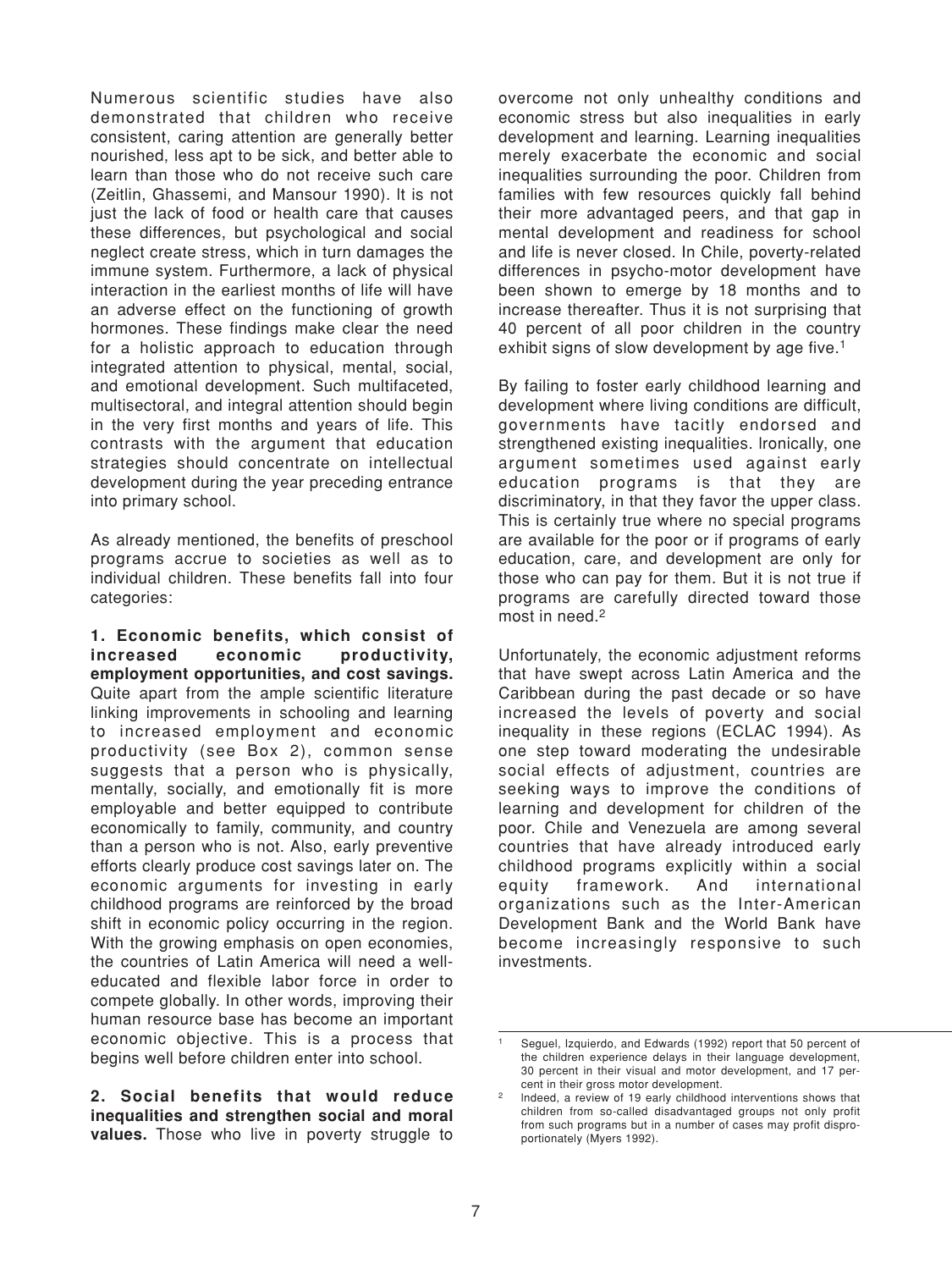Numerous scientific studies have also demonstrated that children who receive consistent, caring attention are generally better nourished, less apt to be sick, and better able to learn than those who do not receive such care (Zeitlin, Ghassemi, and Mansour 1990). It is not just the lack of food or health care that causes these differences, but psychological and social neglect create stress, which in turn damages the immune system. Furthermore, a lack of physical interaction in the earliest months of life will have an adverse effect on the functioning of growth hormones. These findings make clear the need for a holistic approach to education through integrated attention to physical, mental, social, and emotional development. Such multifaceted, multisectoral, and integral attention should begin in the very first months and years of life. This contrasts with the argument that education strategies should concentrate on intellectual development during the year preceding entrance into primary school.

As already mentioned, the benefits of preschool programs accrue to societies as well as to individual children. These benefits fall into four categories:

**1. Economic benefits, which consist of increased economic productivity, employment opportunities, and cost savings.** Quite apart from the ample scientific literature linking improvements in schooling and learning to increased employment and economic productivity (see Box 2), common sense suggests that a person who is physically, mentally, socially, and emotionally fit is more employable and better equipped to contribute economically to family, community, and country than a person who is not. Also, early preventive efforts clearly produce cost savings later on. The economic arguments for investing in early childhood programs are reinforced by the broad shift in economic policy occurring in the region. With the growing emphasis on open economies, the countries of Latin America will need a well-educated and flexible labor force in order to compete globally. In other words, improving their human resource base has become an important economic objective. This is a process that begins well before children enter into school.

**2. Social benefits that would reduce inequalities and strengthen social and moral values.** Those who live in poverty struggle to overcome not only unhealthy conditions and economic stress but also inequalities in early development and learning. Learning inequalities merely exacerbate the economic and social inequalities surrounding the poor. Children from families with few resources quickly fall behind their more advantaged peers, and that gap in mental development and readiness for school and life is never closed. In Chile, poverty-related differences in psycho-motor development have been shown to emerge by 18 months and to increase thereafter. Thus it is not surprising that 40 percent of all poor children in the country exhibit signs of slow development by age five.[1]

By failing to foster early childhood learning and development where living conditions are difficult, governments have tacitly endorsed and strengthened existing inequalities. Ironically, one argument sometimes used against early education programs is that they are discriminatory, in that they favor the upper class. This is certainly true where no special programs are available for the poor or if programs of early education, care, and development are only for those who can pay for them. But it is not true if programs are carefully directed toward those most in need.[2]

Unfortunately, the economic adjustment reforms that have swept across Latin America and the Caribbean during the past decade or so have increased the levels of poverty and social inequality in these regions (ECLAC 1994). As one step toward moderating the undesirable social effects of adjustment, countries are seeking ways to improve the conditions of learning and development for children of the poor. Chile and Venezuela are among several countries that have already introduced early childhood programs explicitly within a social equity framework. And international organizations such as the Inter-American Development Bank and the World Bank have become increasingly responsive to such investments.

---

[1] Seguel, Izquierdo, and Edwards (1992) report that 50 percent of the children experience delays in their language development, 30 percent in their visual and motor development, and 17 percent in their gross motor development.

[2] Indeed, a review of 19 early childhood interventions shows that children from so-called disadvantaged groups not only profit from such programs but in a number of cases may profit disproportionately (Myers 1992).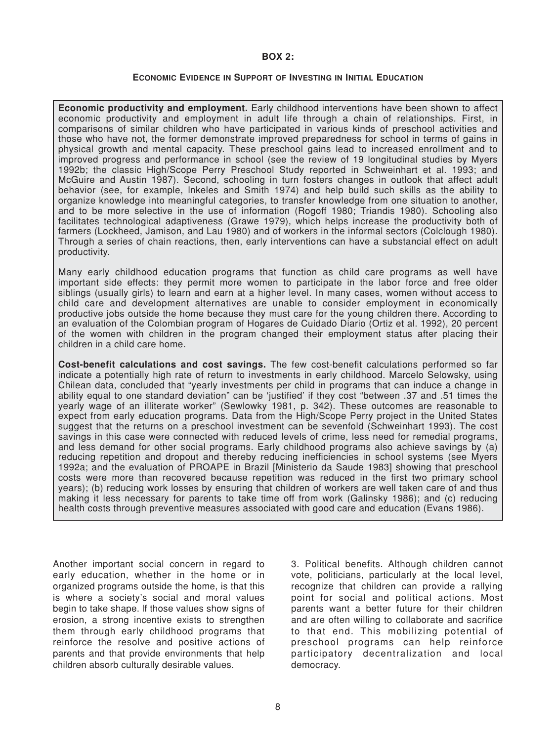**BOX 2:**

**ECONOMIC EVIDENCE IN SUPPORT OF INVESTING IN INITIAL EDUCATION**

**Economic productivity and employment.** Early childhood interventions have been shown to affect economic productivity and employment in adult life through a chain of relationships. First, in comparisons of similar children who have participated in various kinds of preschool activities and those who have not, the former demonstrate improved preparedness for school in terms of gains in physical growth and mental capacity. These preschool gains lead to increased enrollment and to improved progress and performance in school (see the review of 19 longitudinal studies by Myers 1992b; the classic High/Scope Perry Preschool Study reported in Schweinhart et al. 1993; and McGuire and Austin 1987). Second, schooling in turn fosters changes in outlook that affect adult behavior (see, for example, Inkeles and Smith 1974) and help build such skills as the ability to organize knowledge into meaningful categories, to transfer knowledge from one situation to another, and to be more selective in the use of information (Rogoff 1980; Triandis 1980). Schooling also facilitates technological adaptiveness (Grawe 1979), which helps increase the productivity both of farmers (Lockheed, Jamison, and Lau 1980) and of workers in the informal sectors (Colclough 1980). Through a series of chain reactions, then, early interventions can have a substancial effect on adult productivity.

Many early childhood education programs that function as child care programs as well have important side effects: they permit more women to participate in the labor force and free older siblings (usually girls) to learn and earn at a higher level. In many cases, women without access to child care and development alternatives are unable to consider employment in economically productive jobs outside the home because they must care for the young children there. According to an evaluation of the Colombian program of Hogares de Cuidado Diario (Ortiz et al. 1992), 20 percent of the women with children in the program changed their employment status after placing their children in a child care home.

**Cost-benefit calculations and cost savings.** The few cost-benefit calculations performed so far indicate a potentially high rate of return to investments in early childhood. Marcelo Selowsky, using Chilean data, concluded that "yearly investments per child in programs that can induce a change in ability equal to one standard deviation" can be 'justified' if they cost "between .37 and .51 times the yearly wage of an illiterate worker" (Sewlowky 1981, p. 342). These outcomes are reasonable to expect from early education programs. Data from the High/Scope Perry project in the United States suggest that the returns on a preschool investment can be sevenfold (Schweinhart 1993). The cost savings in this case were connected with reduced levels of crime, less need for remedial programs, and less demand for other social programs. Early childhood programs also achieve savings by (a) reducing repetition and dropout and thereby reducing inefficiencies in school systems (see Myers 1992a; and the evaluation of PROAPE in Brazil [Ministerio da Saude 1983] showing that preschool costs were more than recovered because repetition was reduced in the first two primary school years); (b) reducing work losses by ensuring that children of workers are well taken care of and thus making it less necessary for parents to take time off from work (Galinsky 1986); and (c) reducing health costs through preventive measures associated with good care and education (Evans 1986).

Another important social concern in regard to early education, whether in the home or in organized programs outside the home, is that this is where a society's social and moral values begin to take shape. If those values show signs of erosion, a strong incentive exists to strengthen them through early childhood programs that reinforce the resolve and positive actions of parents and that provide environments that help children absorb culturally desirable values.

3. Political benefits. Although children cannot vote, politicians, particularly at the local level, recognize that children can provide a rallying point for social and political actions. Most parents want a better future for their children and are often willing to collaborate and sacrifice to that end. This mobilizing potential of preschool programs can help reinforce participatory decentralization and local democracy.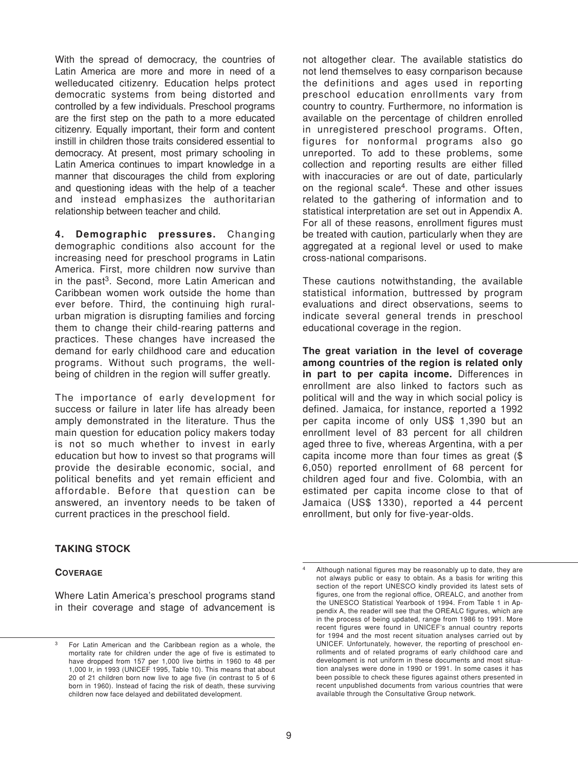With the spread of democracy, the countries of Latin America are more and more in need of a welleducated citizenry. Education helps protect democratic systems from being distorted and controlled by a few individuals. Preschool programs are the first step on the path to a more educated citizenry. Equally important, their form and content instill in children those traits considered essential to democracy. At present, most primary schooling in Latin America continues to impart knowledge in a manner that discourages the child from exploring and questioning ideas with the help of a teacher and instead emphasizes the authoritarian relationship between teacher and child.

**4. Demographic pressures.** Changing demographic conditions also account for the increasing need for preschool programs in Latin America. First, more children now survive than in the past[3]. Second, more Latin American and Caribbean women work outside the home than ever before. Third, the continuing high rural-urban migration is disrupting families and forcing them to change their child-rearing patterns and practices. These changes have increased the demand for early childhood care and education programs. Without such programs, the well-being of children in the region will suffer greatly.

The importance of early development for success or failure in later life has already been amply demonstrated in the literature. Thus the main question for education policy makers today is not so much whether to invest in early education but how to invest so that programs will provide the desirable economic, social, and political benefits and yet remain efficient and affordable. Before that question can be answered, an inventory needs to be taken of current practices in the preschool field.

## TAKING STOCK

### COVERAGE

Where Latin America's preschool programs stand in their coverage and stage of advancement is not altogether clear. The available statistics do not lend themselves to easy cornparison because the definitions and ages used in reporting preschool education enrollments vary from country to country. Furthermore, no information is available on the percentage of children enrolled in unregistered preschool programs. Often, figures for nonformal programs also go unreported. To add to these problems, some collection and reporting results are either filled with inaccuracies or are out of date, particularly on the regional scale[4]. These and other issues related to the gathering of information and to statistical interpretation are set out in Appendix A. For all of these reasons, enrollment figures must be treated with caution, particularly when they are aggregated at a regional level or used to make cross-national comparisons.

These cautions notwithstanding, the available statistical information, buttressed by program evaluations and direct observations, seems to indicate several general trends in preschool educational coverage in the region.

**The great variation in the level of coverage among countries of the region is related only in part to per capita income.** Differences in enrollment are also linked to factors such as political will and the way in which social policy is defined. Jamaica, for instance, reported a 1992 per capita income of only US$ 1,390 but an enrollment level of 83 percent for all children aged three to five, whereas Argentina, with a per capita income more than four times as great ($ 6,050) reported enrollment of 68 percent for children aged four and five. Colombia, with an estimated per capita income close to that of Jamaica (US$ 1330), reported a 44 percent enrollment, but only for five-year-olds.

---

[3] For Latin American and the Caribbean region as a whole, the mortality rate for children under the age of five is estimated to have dropped from 157 per 1,000 live births in 1960 to 48 per 1,000 Ir, in 1993 (UNICEF 1995, Table 10). This means that about 20 of 21 children born now live to age five (in contrast to 5 of 6 born in 1960). Instead of facing the risk of death, these surviving children now face delayed and debilitated development.

[4] Although national figures may be reasonably up to date, they are not always public or easy to obtain. As a basis for writing this section of the report UNESCO kindly provided its latest sets of figures, one from the regional office, OREALC, and another from the UNESCO Statistical Yearbook of 1994. From Table 1 in Appendix A, the reader will see that the OREALC figures, which are in the process of being updated, range from 1986 to 1991. More recent figures were found in UNICEF's annual country reports for 1994 and the most recent situation analyses carried out by UNICEF. Unfortunately, however, the reporting of preschool enrollments and of related programs of early childhood care and development is not uniform in these documents and most situation analyses were done in 1990 or 1991. In some cases it has been possible to check these figures against others presented in recent unpublished documents from various countries that were available through the Consultative Group network.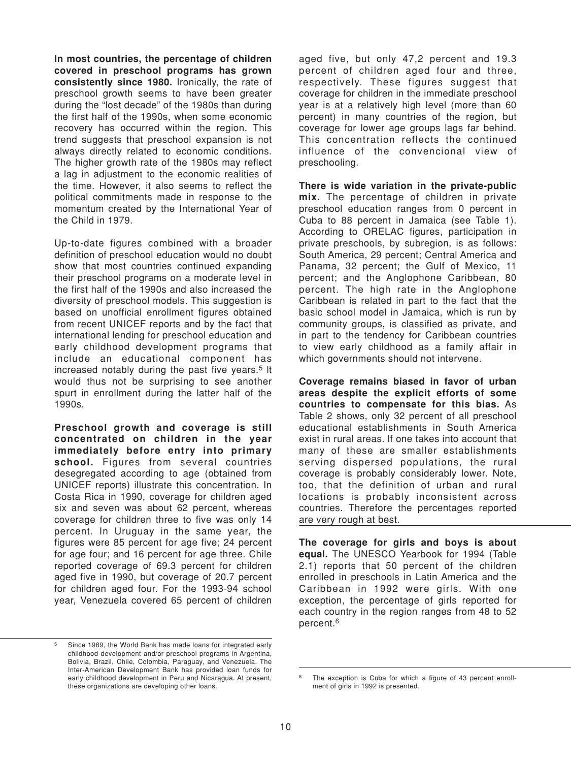**In most countries, the percentage of children covered in preschool programs has grown consistently since 1980.** Ironically, the rate of preschool growth seems to have been greater during the "lost decade" of the 1980s than during the first half of the 1990s, when some economic recovery has occurred within the region. This trend suggests that preschool expansion is not always directly related to economic conditions. The higher growth rate of the 1980s may reflect a lag in adjustment to the economic realities of the time. However, it also seems to reflect the political commitments made in response to the momentum created by the International Year of the Child in 1979.

Up-to-date figures combined with a broader definition of preschool education would no doubt show that most countries continued expanding their preschool programs on a moderate level in the first half of the 1990s and also increased the diversity of preschool models. This suggestion is based on unofficial enrollment figures obtained from recent UNICEF reports and by the fact that international lending for preschool education and early childhood development programs that include an educational component has increased notably during the past five years.[5] It would thus not be surprising to see another spurt in enrollment during the latter half of the 1990s.

**Preschool growth and coverage is still concentrated on children in the year immediately before entry into primary school.** Figures from several countries desegregated according to age (obtained from UNICEF reports) illustrate this concentration. In Costa Rica in 1990, coverage for children aged six and seven was about 62 percent, whereas coverage for children three to five was only 14 percent. In Uruguay in the same year, the figures were 85 percent for age five; 24 percent for age four; and 16 percent for age three. Chile reported coverage of 69.3 percent for children aged five in 1990, but coverage of 20.7 percent for children aged four. For the 1993-94 school year, Venezuela covered 65 percent of children aged five, but only 47,2 percent and 19.3 percent of children aged four and three, respectively. These figures suggest that coverage for children in the immediate preschool year is at a relatively high level (more than 60 percent) in many countries of the region, but coverage for lower age groups lags far behind. This concentration reflects the continued influence of the convencional view of preschooling.

**There is wide variation in the private-public mix.** The percentage of children in private preschool education ranges from 0 percent in Cuba to 88 percent in Jamaica (see Table 1). According to ORELAC figures, participation in private preschools, by subregion, is as follows: South America, 29 percent; Central America and Panama, 32 percent; the Gulf of Mexico, 11 percent; and the Anglophone Caribbean, 80 percent. The high rate in the Anglophone Caribbean is related in part to the fact that the basic school model in Jamaica, which is run by community groups, is classified as private, and in part to the tendency for Caribbean countries to view early childhood as a family affair in which governments should not intervene.

**Coverage remains biased in favor of urban areas despite the explicit efforts of some countries to compensate for this bias.** As Table 2 shows, only 32 percent of all preschool educational establishments in South America exist in rural areas. If one takes into account that many of these are smaller establishments serving dispersed populations, the rural coverage is probably considerably lower. Note, too, that the definition of urban and rural locations is probably inconsistent across countries. Therefore the percentages reported are very rough at best.

**The coverage for girls and boys is about equal.** The UNESCO Yearbook for 1994 (Table 2.1) reports that 50 percent of the children enrolled in preschools in Latin America and the Caribbean in 1992 were girls. With one exception, the percentage of girls reported for each country in the region ranges from 48 to 52 percent.[6]

---

[5] Since 1989, the World Bank has made loans for integrated early childhood development and/or preschool programs in Argentina, Bolivia, Brazil, Chile, Colombia, Paraguay, and Venezuela. The Inter-American Development Bank has provided loan funds for early childhood development in Peru and Nicaragua. At present, these organizations are developing other loans.

[6] The exception is Cuba for which a figure of 43 percent enrollment of girls in 1992 is presented.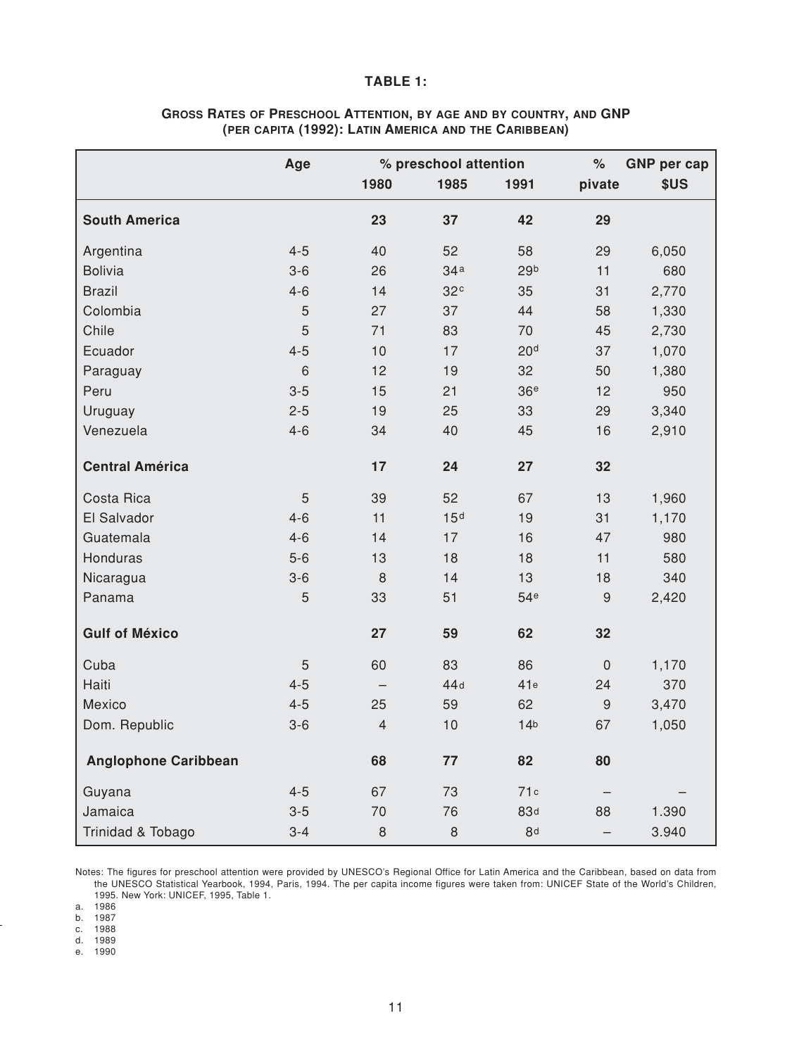**TABLE 1:**

**Gross Rates of Preschool Attention, by age and by country, and GNP (per capita (1992): Latin America and the Caribbean)**

| | Age | % preschool attention | | | % | GNP per cap |
|---|---|---|---|---|---|---|
| | | 1980 | 1985 | 1991 | pivate | $US |
| **South America** | | **23** | **37** | **42** | **29** | |
| Argentina | 4-5 | 40 | 52 | 58 | 29 | 6,050 |
| Bolivia | 3-6 | 26 | 34[a] | 29[b] | 11 | 680 |
| Brazil | 4-6 | 14 | 32[c] | 35 | 31 | 2,770 |
| Colombia | 5 | 27 | 37 | 44 | 58 | 1,330 |
| Chile | 5 | 71 | 83 | 70 | 45 | 2,730 |
| Ecuador | 4-5 | 10 | 17 | 20[d] | 37 | 1,070 |
| Paraguay | 6 | 12 | 19 | 32 | 50 | 1,380 |
| Peru | 3-5 | 15 | 21 | 36[e] | 12 | 950 |
| Uruguay | 2-5 | 19 | 25 | 33 | 29 | 3,340 |
| Venezuela | 4-6 | 34 | 40 | 45 | 16 | 2,910 |
| **Central América** | | **17** | **24** | **27** | **32** | |
| Costa Rica | 5 | 39 | 52 | 67 | 13 | 1,960 |
| El Salvador | 4-6 | 11 | 15[d] | 19 | 31 | 1,170 |
| Guatemala | 4-6 | 14 | 17 | 16 | 47 | 980 |
| Honduras | 5-6 | 13 | 18 | 18 | 11 | 580 |
| Nicaragua | 3-6 | 8 | 14 | 13 | 18 | 340 |
| Panama | 5 | 33 | 51 | 54[e] | 9 | 2,420 |
| **Gulf of México** | | **27** | **59** | **62** | **32** | |
| Cuba | 5 | 60 | 83 | 86 | 0 | 1,170 |
| Haiti | 4-5 | – | 44[d] | 41[e] | 24 | 370 |
| Mexico | 4-5 | 25 | 59 | 62 | 9 | 3,470 |
| Dom. Republic | 3-6 | 4 | 10 | 14[b] | 67 | 1,050 |
| **Anglophone Caribbean** | | **68** | **77** | **82** | **80** | |
| Guyana | 4-5 | 67 | 73 | 71[c] | – | – |
| Jamaica | 3-5 | 70 | 76 | 83[d] | 88 | 1.390 |
| Trinidad & Tobago | 3-4 | 8 | 8 | 8[d] | – | 3.940 |

Notes: The figures for preschool attention were provided by UNESCO's Regional Office for Latin America and the Caribbean, based on data from the UNESCO Statistical Yearbook, 1994, Paris, 1994. The per capita income figures were taken from: UNICEF State of the World's Children, 1995. New York: UNICEF, 1995, Table 1.

a. 1986
b. 1987
c. 1988
d. 1989
e. 1990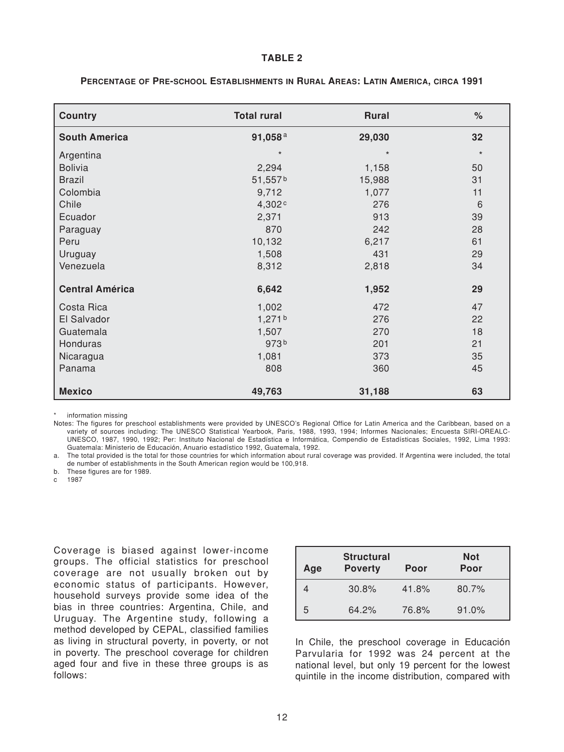**TABLE 2**

**Percentage of Pre-school Establishments in Rural Areas: Latin America, circa 1991**

| Country | Total rural | Rural | % |
|---|---|---|---|
| **South America** | **91,058**[a] | **29,030** | **32** |
| Argentina | * | * | * |
| Bolivia | 2,294 | 1,158 | 50 |
| Brazil | 51,557[b] | 15,988 | 31 |
| Colombia | 9,712 | 1,077 | 11 |
| Chile | 4,302[c] | 276 | 6 |
| Ecuador | 2,371 | 913 | 39 |
| Paraguay | 870 | 242 | 28 |
| Peru | 10,132 | 6,217 | 61 |
| Uruguay | 1,508 | 431 | 29 |
| Venezuela | 8,312 | 2,818 | 34 |
| **Central América** | **6,642** | **1,952** | **29** |
| Costa Rica | 1,002 | 472 | 47 |
| El Salvador | 1,271[b] | 276 | 22 |
| Guatemala | 1,507 | 270 | 18 |
| Honduras | 973[b] | 201 | 21 |
| Nicaragua | 1,081 | 373 | 35 |
| Panama | 808 | 360 | 45 |
| **Mexico** | **49,763** | **31,188** | **63** |

\* information missing

Notes: The figures for preschool establishments were provided by UNESCO's Regional Office for Latin America and the Caribbean, based on a variety of sources including: The UNESCO Statistical Yearbook, Paris, 1988, 1993, 1994; Informes Nacionales; Encuesta SIRI-OREALC-UNESCO, 1987, 1990, 1992; Per: Instituto Nacional de Estadística e Informática, Compendio de Estadísticas Sociales, 1992, Lima 1993: Guatemala: Ministerio de Educación, Anuario estadístico 1992, Guatemala, 1992.

a. The total provided is the total for those countries for which information about rural coverage was provided. If Argentina were included, the total de number of establishments in the South American region would be 100,918.

b. These figures are for 1989.

c 1987

Coverage is biased against lower-income groups. The official statistics for preschool coverage are not usually broken out by economic status of participants. However, household surveys provide some idea of the bias in three countries: Argentina, Chile, and Uruguay. The Argentine study, following a method developed by CEPAL, classified families as living in structural poverty, in poverty, or not in poverty. The preschool coverage for children aged four and five in these three groups is as follows:

| Age | Structural Poverty | Poor | Not Poor |
|---|---|---|---|
| 4 | 30.8% | 41.8% | 80.7% |
| 5 | 64.2% | 76.8% | 91.0% |

In Chile, the preschool coverage in Educación Parvularia for 1992 was 24 percent at the national level, but only 19 percent for the lowest quintile in the income distribution, compared with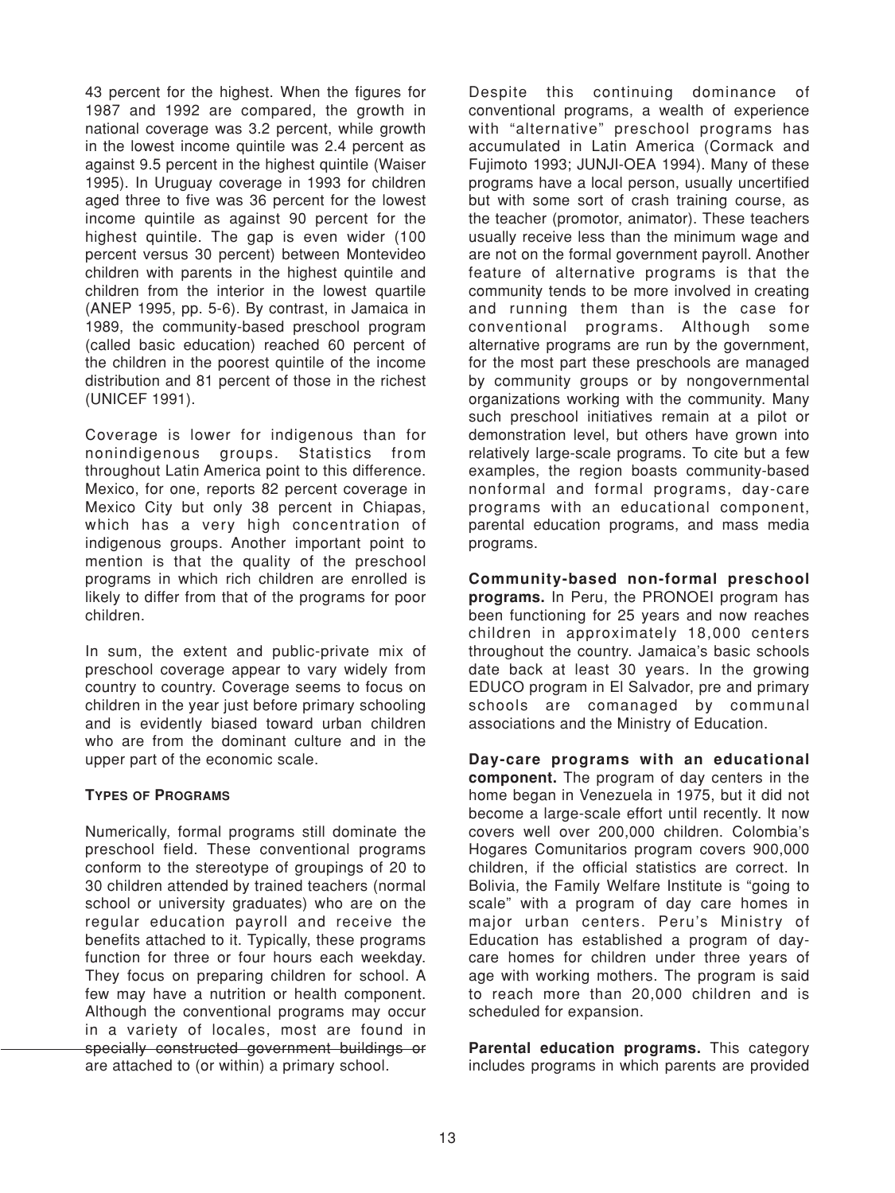43 percent for the highest. When the figures for 1987 and 1992 are compared, the growth in national coverage was 3.2 percent, while growth in the lowest income quintile was 2.4 percent as against 9.5 percent in the highest quintile (Waiser 1995). In Uruguay coverage in 1993 for children aged three to five was 36 percent for the lowest income quintile as against 90 percent for the highest quintile. The gap is even wider (100 percent versus 30 percent) between Montevideo children with parents in the highest quintile and children from the interior in the lowest quartile (ANEP 1995, pp. 5-6). By contrast, in Jamaica in 1989, the community-based preschool program (called basic education) reached 60 percent of the children in the poorest quintile of the income distribution and 81 percent of those in the richest (UNICEF 1991).

Coverage is lower for indigenous than for nonindigenous groups. Statistics from throughout Latin America point to this difference. Mexico, for one, reports 82 percent coverage in Mexico City but only 38 percent in Chiapas, which has a very high concentration of indigenous groups. Another important point to mention is that the quality of the preschool programs in which rich children are enrolled is likely to differ from that of the programs for poor children.

In sum, the extent and public-private mix of preschool coverage appear to vary widely from country to country. Coverage seems to focus on children in the year just before primary schooling and is evidently biased toward urban children who are from the dominant culture and in the upper part of the economic scale.

### Types of Programs

Numerically, formal programs still dominate the preschool field. These conventional programs conform to the stereotype of groupings of 20 to 30 children attended by trained teachers (normal school or university graduates) who are on the regular education payroll and receive the benefits attached to it. Typically, these programs function for three or four hours each weekday. They focus on preparing children for school. A few may have a nutrition or health component. Although the conventional programs may occur in a variety of locales, most are found in specially constructed government buildings or are attached to (or within) a primary school.

Despite this continuing dominance of conventional programs, a wealth of experience with "alternative" preschool programs has accumulated in Latin America (Cormack and Fujimoto 1993; JUNJI-OEA 1994). Many of these programs have a local person, usually uncertified but with some sort of crash training course, as the teacher (promotor, animator). These teachers usually receive less than the minimum wage and are not on the formal government payroll. Another feature of alternative programs is that the community tends to be more involved in creating and running them than is the case for conventional programs. Although some alternative programs are run by the government, for the most part these preschools are managed by community groups or by nongovernmental organizations working with the community. Many such preschool initiatives remain at a pilot or demonstration level, but others have grown into relatively large-scale programs. To cite but a few examples, the region boasts community-based nonformal and formal programs, day-care programs with an educational component, parental education programs, and mass media programs.

**Community-based non-formal preschool programs.** In Peru, the PRONOEI program has been functioning for 25 years and now reaches children in approximately 18,000 centers throughout the country. Jamaica's basic schools date back at least 30 years. In the growing EDUCO program in El Salvador, pre and primary schools are comanaged by communal associations and the Ministry of Education.

**Day-care programs with an educational component.** The program of day centers in the home began in Venezuela in 1975, but it did not become a large-scale effort until recently. It now covers well over 200,000 children. Colombia's Hogares Comunitarios program covers 900,000 children, if the official statistics are correct. In Bolivia, the Family Welfare Institute is "going to scale" with a program of day care homes in major urban centers. Peru's Ministry of Education has established a program of day-care homes for children under three years of age with working mothers. The program is said to reach more than 20,000 children and is scheduled for expansion.

**Parental education programs.** This category includes programs in which parents are provided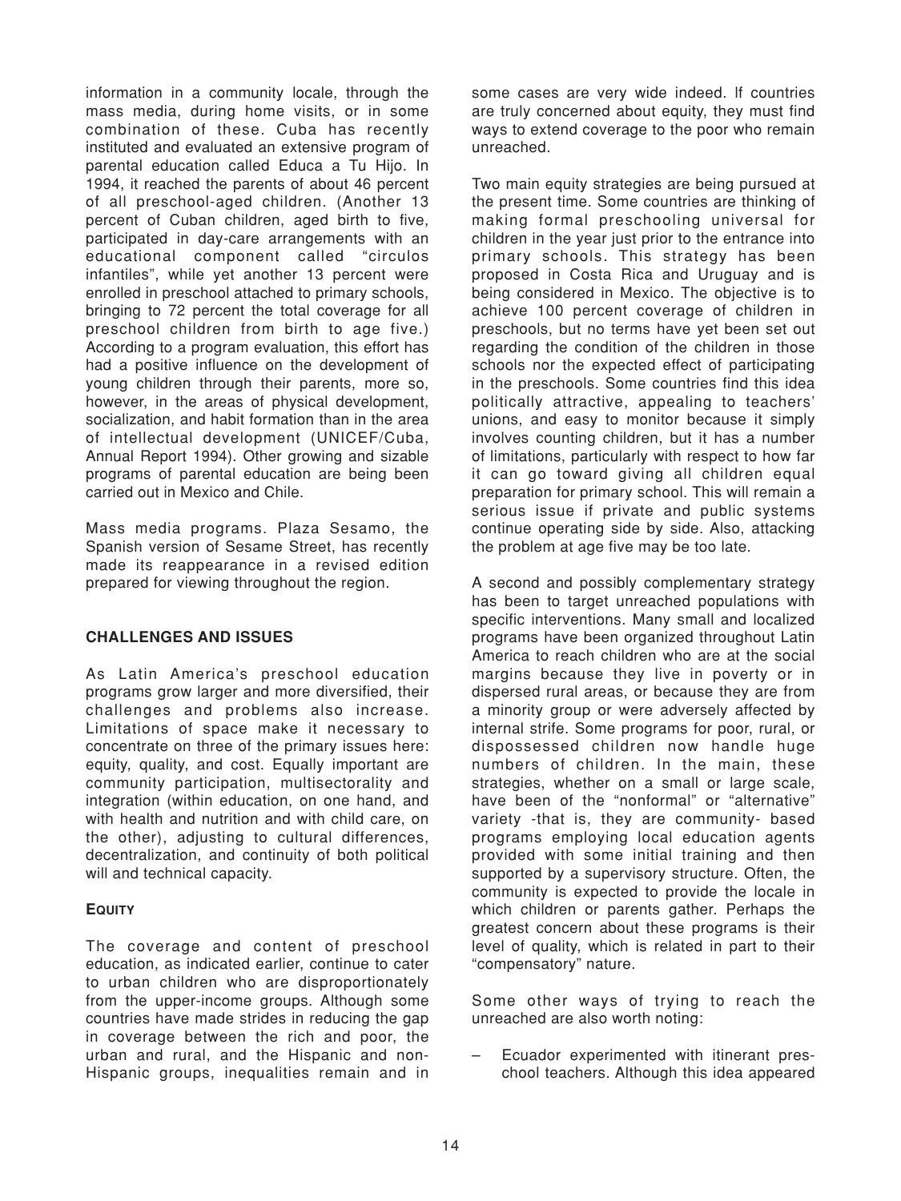information in a community locale, through the mass media, during home visits, or in some combination of these. Cuba has recently instituted and evaluated an extensive program of parental education called Educa a Tu Hijo. In 1994, it reached the parents of about 46 percent of all preschool-aged children. (Another 13 percent of Cuban children, aged birth to five, participated in day-care arrangements with an educational component called "circulos infantiles", while yet another 13 percent were enrolled in preschool attached to primary schools, bringing to 72 percent the total coverage for all preschool children from birth to age five.) According to a program evaluation, this effort has had a positive influence on the development of young children through their parents, more so, however, in the areas of physical development, socialization, and habit formation than in the area of intellectual development (UNICEF/Cuba, Annual Report 1994). Other growing and sizable programs of parental education are being been carried out in Mexico and Chile.

Mass media programs. Plaza Sesamo, the Spanish version of Sesame Street, has recently made its reappearance in a revised edition prepared for viewing throughout the region.

## CHALLENGES AND ISSUES

As Latin America's preschool education programs grow larger and more diversified, their challenges and problems also increase. Limitations of space make it necessary to concentrate on three of the primary issues here: equity, quality, and cost. Equally important are community participation, multisectorality and integration (within education, on one hand, and with health and nutrition and with child care, on the other), adjusting to cultural differences, decentralization, and continuity of both political will and technical capacity.

### EQUITY

The coverage and content of preschool education, as indicated earlier, continue to cater to urban children who are disproportionately from the upper-income groups. Although some countries have made strides in reducing the gap in coverage between the rich and poor, the urban and rural, and the Hispanic and non-Hispanic groups, inequalities remain and in some cases are very wide indeed. If countries are truly concerned about equity, they must find ways to extend coverage to the poor who remain unreached.

Two main equity strategies are being pursued at the present time. Some countries are thinking of making formal preschooling universal for children in the year just prior to the entrance into primary schools. This strategy has been proposed in Costa Rica and Uruguay and is being considered in Mexico. The objective is to achieve 100 percent coverage of children in preschools, but no terms have yet been set out regarding the condition of the children in those schools nor the expected effect of participating in the preschools. Some countries find this idea politically attractive, appealing to teachers' unions, and easy to monitor because it simply involves counting children, but it has a number of limitations, particularly with respect to how far it can go toward giving all children equal preparation for primary school. This will remain a serious issue if private and public systems continue operating side by side. Also, attacking the problem at age five may be too late.

A second and possibly complementary strategy has been to target unreached populations with specific interventions. Many small and localized programs have been organized throughout Latin America to reach children who are at the social margins because they live in poverty or in dispersed rural areas, or because they are from a minority group or were adversely affected by internal strife. Some programs for poor, rural, or dispossessed children now handle huge numbers of children. In the main, these strategies, whether on a small or large scale, have been of the "nonformal" or "alternative" variety -that is, they are community- based programs employing local education agents provided with some initial training and then supported by a supervisory structure. Often, the community is expected to provide the locale in which children or parents gather. Perhaps the greatest concern about these programs is their level of quality, which is related in part to their "compensatory" nature.

Some other ways of trying to reach the unreached are also worth noting:

- Ecuador experimented with itinerant preschool teachers. Although this idea appeared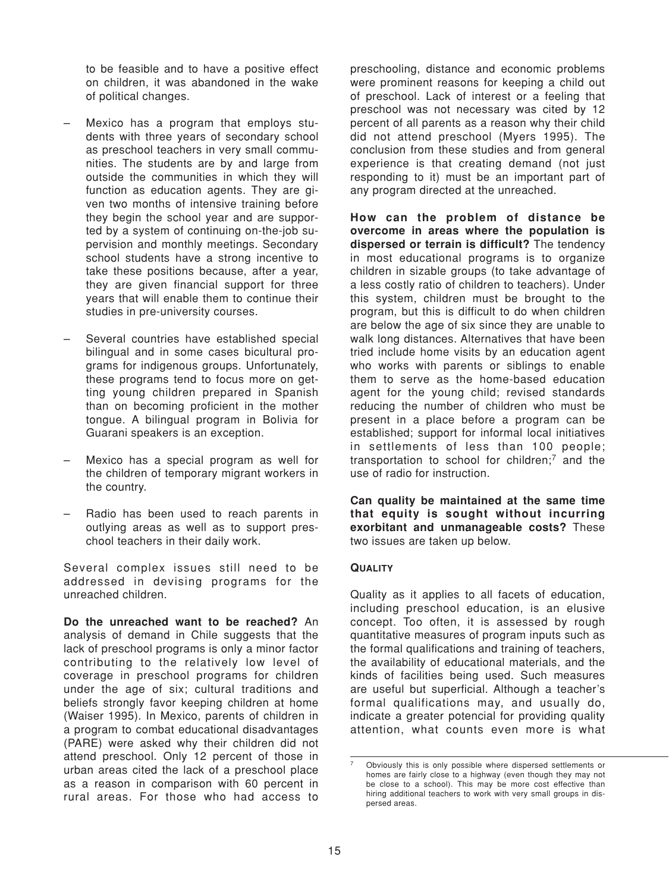to be feasible and to have a positive effect on children, it was abandoned in the wake of political changes.

- Mexico has a program that employs students with three years of secondary school as preschool teachers in very small communities. The students are by and large from outside the communities in which they will function as education agents. They are given two months of intensive training before they begin the school year and are supported by a system of continuing on-the-job supervision and monthly meetings. Secondary school students have a strong incentive to take these positions because, after a year, they are given financial support for three years that will enable them to continue their studies in pre-university courses.

- Several countries have established special bilingual and in some cases bicultural programs for indigenous groups. Unfortunately, these programs tend to focus more on getting young children prepared in Spanish than on becoming proficient in the mother tongue. A bilingual program in Bolivia for Guarani speakers is an exception.

- Mexico has a special program as well for the children of temporary migrant workers in the country.

- Radio has been used to reach parents in outlying areas as well as to support preschool teachers in their daily work.

Several complex issues still need to be addressed in devising programs for the unreached children.

**Do the unreached want to be reached?** An analysis of demand in Chile suggests that the lack of preschool programs is only a minor factor contributing to the relatively low level of coverage in preschool programs for children under the age of six; cultural traditions and beliefs strongly favor keeping children at home (Waiser 1995). In Mexico, parents of children in a program to combat educational disadvantages (PARE) were asked why their children did not attend preschool. Only 12 percent of those in urban areas cited the lack of a preschool place as a reason in comparison with 60 percent in rural areas. For those who had access to preschooling, distance and economic problems were prominent reasons for keeping a child out of preschool. Lack of interest or a feeling that preschool was not necessary was cited by 12 percent of all parents as a reason why their child did not attend preschool (Myers 1995). The conclusion from these studies and from general experience is that creating demand (not just responding to it) must be an important part of any program directed at the unreached.

**How can the problem of distance be overcome in areas where the population is dispersed or terrain is difficult?** The tendency in most educational programs is to organize children in sizable groups (to take advantage of a less costly ratio of children to teachers). Under this system, children must be brought to the program, but this is difficult to do when children are below the age of six since they are unable to walk long distances. Alternatives that have been tried include home visits by an education agent who works with parents or siblings to enable them to serve as the home-based education agent for the young child; revised standards reducing the number of children who must be present in a place before a program can be established; support for informal local initiatives in settlements of less than 100 people; transportation to school for children;[7] and the use of radio for instruction.

**Can quality be maintained at the same time that equity is sought without incurring exorbitant and unmanageable costs?** These two issues are taken up below.

## QUALITY

Quality as it applies to all facets of education, including preschool education, is an elusive concept. Too often, it is assessed by rough quantitative measures of program inputs such as the formal qualifications and training of teachers, the availability of educational materials, and the kinds of facilities being used. Such measures are useful but superficial. Although a teacher's formal qualifications may, and usually do, indicate a greater potencial for providing quality attention, what counts even more is what

---

[7] Obviously this is only possible where dispersed settlements or homes are fairly close to a highway (even though they may not be close to a school). This may be more cost effective than hiring additional teachers to work with very small groups in dispersed areas.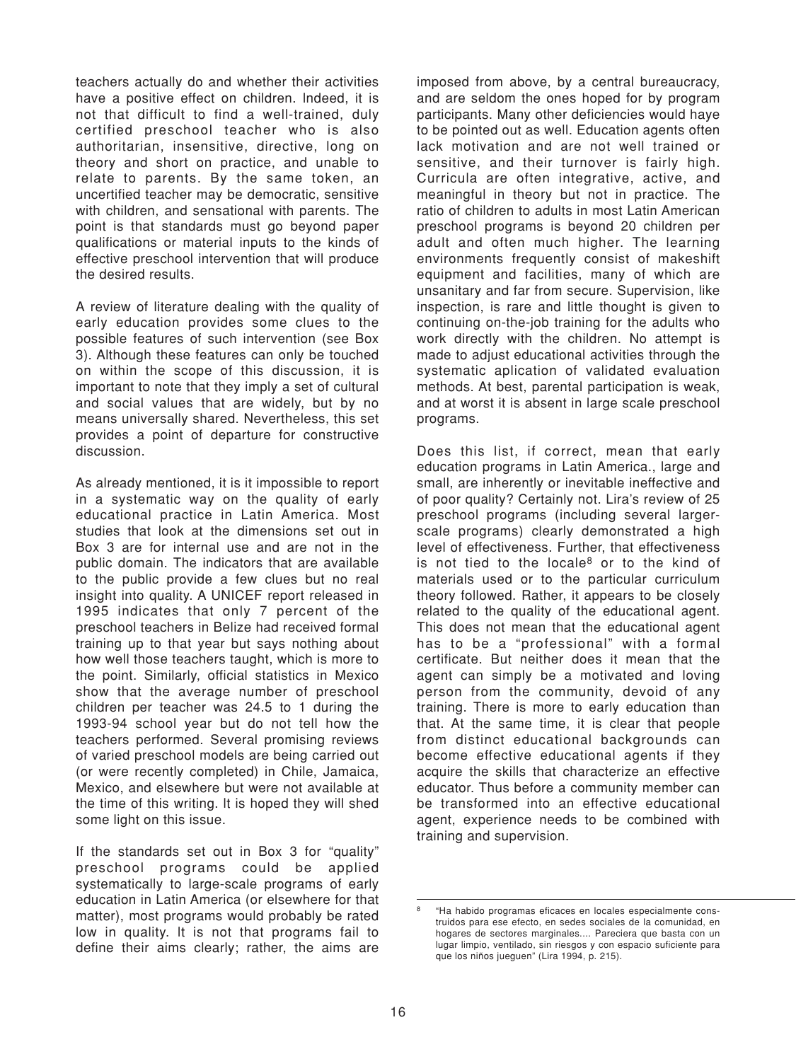teachers actually do and whether their activities have a positive effect on children. Indeed, it is not that difficult to find a well-trained, duly certified preschool teacher who is also authoritarian, insensitive, directive, long on theory and short on practice, and unable to relate to parents. By the same token, an uncertified teacher may be democratic, sensitive with children, and sensational with parents. The point is that standards must go beyond paper qualifications or material inputs to the kinds of effective preschool intervention that will produce the desired results.

A review of literature dealing with the quality of early education provides some clues to the possible features of such intervention (see Box 3). Although these features can only be touched on within the scope of this discussion, it is important to note that they imply a set of cultural and social values that are widely, but by no means universally shared. Nevertheless, this set provides a point of departure for constructive discussion.

As already mentioned, it is it impossible to report in a systematic way on the quality of early educational practice in Latin America. Most studies that look at the dimensions set out in Box 3 are for internal use and are not in the public domain. The indicators that are available to the public provide a few clues but no real insight into quality. A UNICEF report released in 1995 indicates that only 7 percent of the preschool teachers in Belize had received formal training up to that year but says nothing about how well those teachers taught, which is more to the point. Similarly, official statistics in Mexico show that the average number of preschool children per teacher was 24.5 to 1 during the 1993-94 school year but do not tell how the teachers performed. Several promising reviews of varied preschool models are being carried out (or were recently completed) in Chile, Jamaica, Mexico, and elsewhere but were not available at the time of this writing. It is hoped they will shed some light on this issue.

If the standards set out in Box 3 for "quality" preschool programs could be applied systematically to large-scale programs of early education in Latin America (or elsewhere for that matter), most programs would probably be rated low in quality. It is not that programs fail to define their aims clearly; rather, the aims are imposed from above, by a central bureaucracy, and are seldom the ones hoped for by program participants. Many other deficiencies would haye to be pointed out as well. Education agents often lack motivation and are not well trained or sensitive, and their turnover is fairly high. Curricula are often integrative, active, and meaningful in theory but not in practice. The ratio of children to adults in most Latin American preschool programs is beyond 20 children per adult and often much higher. The learning environments frequently consist of makeshift equipment and facilities, many of which are unsanitary and far from secure. Supervision, like inspection, is rare and little thought is given to continuing on-the-job training for the adults who work directly with the children. No attempt is made to adjust educational activities through the systematic aplication of validated evaluation methods. At best, parental participation is weak, and at worst it is absent in large scale preschool programs.

Does this list, if correct, mean that early education programs in Latin America., large and small, are inherently or inevitable ineffective and of poor quality? Certainly not. Lira's review of 25 preschool programs (including several larger-scale programs) clearly demonstrated a high level of effectiveness. Further, that effectiveness is not tied to the locale[8] or to the kind of materials used or to the particular curriculum theory followed. Rather, it appears to be closely related to the quality of the educational agent. This does not mean that the educational agent has to be a "professional" with a formal certificate. But neither does it mean that the agent can simply be a motivated and loving person from the community, devoid of any training. There is more to early education than that. At the same time, it is clear that people from distinct educational backgrounds can become effective educational agents if they acquire the skills that characterize an effective educator. Thus before a community member can be transformed into an effective educational agent, experience needs to be combined with training and supervision.

---

[8] "Ha habido programas eficaces en locales especialmente construidos para ese efecto, en sedes sociales de la comunidad, en hogares de sectores marginales.... Pareciera que basta con un lugar limpio, ventilado, sin riesgos y con espacio suficiente para que los niños jueguen" (Lira 1994, p. 215).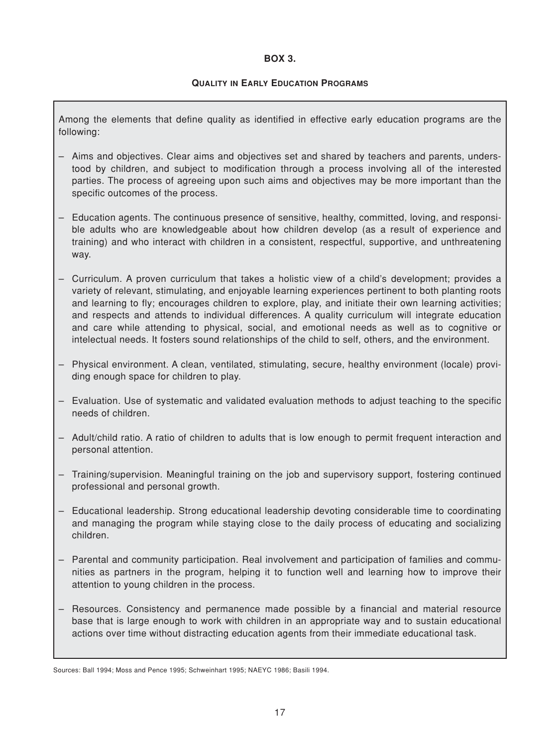**BOX 3.**

**QUALITY IN EARLY EDUCATION PROGRAMS**

Among the elements that define quality as identified in effective early education programs are the following:

- Aims and objectives. Clear aims and objectives set and shared by teachers and parents, understood by children, and subject to modification through a process involving all of the interested parties. The process of agreeing upon such aims and objectives may be more important than the specific outcomes of the process.
- Education agents. The continuous presence of sensitive, healthy, committed, loving, and responsible adults who are knowledgeable about how children develop (as a result of experience and training) and who interact with children in a consistent, respectful, supportive, and unthreatening way.
- Curriculum. A proven curriculum that takes a holistic view of a child's development; provides a variety of relevant, stimulating, and enjoyable learning experiences pertinent to both planting roots and learning to fly; encourages children to explore, play, and initiate their own learning activities; and respects and attends to individual differences. A quality curriculum will integrate education and care while attending to physical, social, and emotional needs as well as to cognitive or intelectual needs. It fosters sound relationships of the child to self, others, and the environment.
- Physical environment. A clean, ventilated, stimulating, secure, healthy environment (locale) providing enough space for children to play.
- Evaluation. Use of systematic and validated evaluation methods to adjust teaching to the specific needs of children.
- Adult/child ratio. A ratio of children to adults that is low enough to permit frequent interaction and personal attention.
- Training/supervision. Meaningful training on the job and supervisory support, fostering continued professional and personal growth.
- Educational leadership. Strong educational leadership devoting considerable time to coordinating and managing the program while staying close to the daily process of educating and socializing children.
- Parental and community participation. Real involvement and participation of families and communities as partners in the program, helping it to function well and learning how to improve their attention to young children in the process.
- Resources. Consistency and permanence made possible by a financial and material resource base that is large enough to work with children in an appropriate way and to sustain educational actions over time without distracting education agents from their immediate educational task.

Sources: Ball 1994; Moss and Pence 1995; Schweinhart 1995; NAEYC 1986; Basili 1994.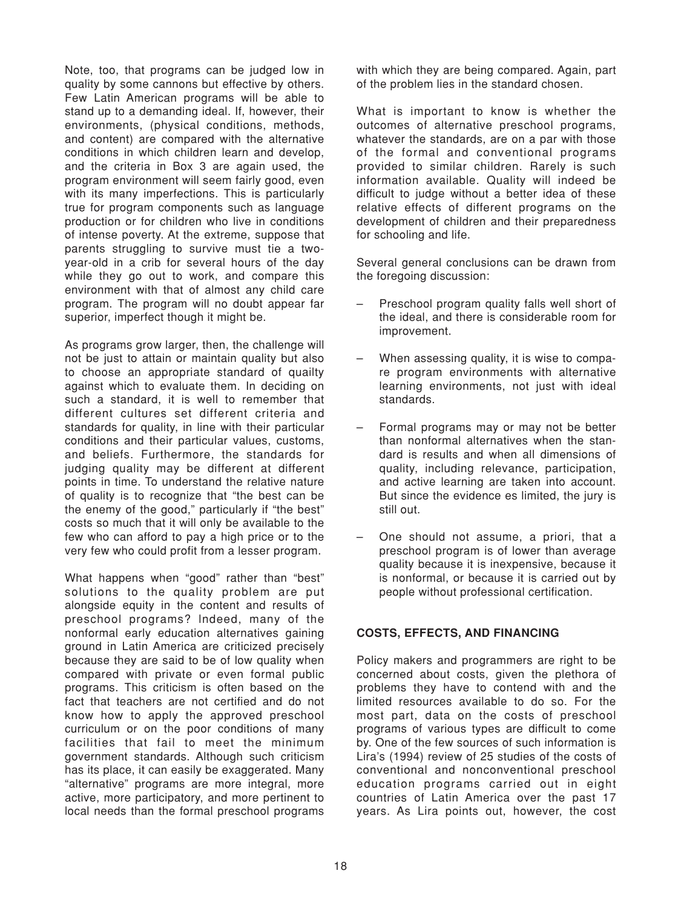Note, too, that programs can be judged low in quality by some cannons but effective by others. Few Latin American programs will be able to stand up to a demanding ideal. If, however, their environments, (physical conditions, methods, and content) are compared with the alternative conditions in which children learn and develop, and the criteria in Box 3 are again used, the program environment will seem fairly good, even with its many imperfections. This is particularly true for program components such as language production or for children who live in conditions of intense poverty. At the extreme, suppose that parents struggling to survive must tie a two-year-old in a crib for several hours of the day while they go out to work, and compare this environment with that of almost any child care program. The program will no doubt appear far superior, imperfect though it might be.

As programs grow larger, then, the challenge will not be just to attain or maintain quality but also to choose an appropriate standard of quailty against which to evaluate them. In deciding on such a standard, it is well to remember that different cultures set different criteria and standards for quality, in line with their particular conditions and their particular values, customs, and beliefs. Furthermore, the standards for judging quality may be different at different points in time. To understand the relative nature of quality is to recognize that "the best can be the enemy of the good," particularly if "the best" costs so much that it will only be available to the few who can afford to pay a high price or to the very few who could profit from a lesser program.

What happens when "good" rather than "best" solutions to the quality problem are put alongside equity in the content and results of preschool programs? Indeed, many of the nonformal early education alternatives gaining ground in Latin America are criticized precisely because they are said to be of low quality when compared with private or even formal public programs. This criticism is often based on the fact that teachers are not certified and do not know how to apply the approved preschool curriculum or on the poor conditions of many facilities that fail to meet the minimum government standards. Although such criticism has its place, it can easily be exaggerated. Many "alternative" programs are more integral, more active, more participatory, and more pertinent to local needs than the formal preschool programs with which they are being compared. Again, part of the problem lies in the standard chosen.

What is important to know is whether the outcomes of alternative preschool programs, whatever the standards, are on a par with those of the formal and conventional programs provided to similar children. Rarely is such information available. Quality will indeed be difficult to judge without a better idea of these relative effects of different programs on the development of children and their preparedness for schooling and life.

Several general conclusions can be drawn from the foregoing discussion:

- Preschool program quality falls well short of the ideal, and there is considerable room for improvement.
- When assessing quality, it is wise to compare program environments with alternative learning environments, not just with ideal standards.
- Formal programs may or may not be better than nonformal alternatives when the standard is results and when all dimensions of quality, including relevance, participation, and active learning are taken into account. But since the evidence es limited, the jury is still out.
- One should not assume, a priori, that a preschool program is of lower than average quality because it is inexpensive, because it is nonformal, or because it is carried out by people without professional certification.

## COSTS, EFFECTS, AND FINANCING

Policy makers and programmers are right to be concerned about costs, given the plethora of problems they have to contend with and the limited resources available to do so. For the most part, data on the costs of preschool programs of various types are difficult to come by. One of the few sources of such information is Lira's (1994) review of 25 studies of the costs of conventional and nonconventional preschool education programs carried out in eight countries of Latin America over the past 17 years. As Lira points out, however, the cost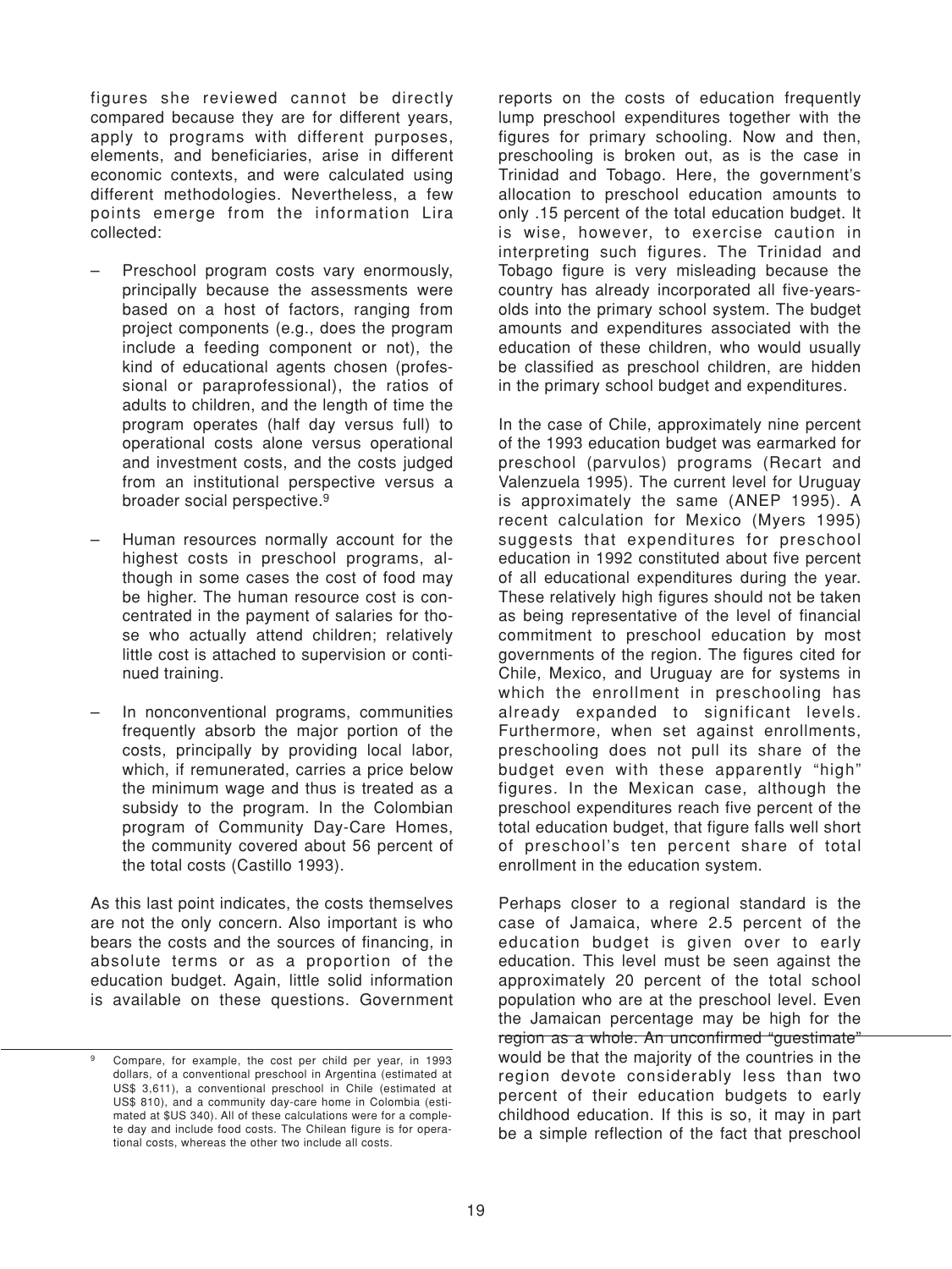figures she reviewed cannot be directly compared because they are for different years, apply to programs with different purposes, elements, and beneficiaries, arise in different economic contexts, and were calculated using different methodologies. Nevertheless, a few points emerge from the information Lira collected:

- Preschool program costs vary enormously, principally because the assessments were based on a host of factors, ranging from project components (e.g., does the program include a feeding component or not), the kind of educational agents chosen (professional or paraprofessional), the ratios of adults to children, and the length of time the program operates (half day versus full) to operational costs alone versus operational and investment costs, and the costs judged from an institutional perspective versus a broader social perspective.[9]

- Human resources normally account for the highest costs in preschool programs, although in some cases the cost of food may be higher. The human resource cost is concentrated in the payment of salaries for those who actually attend children; relatively little cost is attached to supervision or continued training.

- In nonconventional programs, communities frequently absorb the major portion of the costs, principally by providing local labor, which, if remunerated, carries a price below the minimum wage and thus is treated as a subsidy to the program. In the Colombian program of Community Day-Care Homes, the community covered about 56 percent of the total costs (Castillo 1993).

As this last point indicates, the costs themselves are not the only concern. Also important is who bears the costs and the sources of financing, in absolute terms or as a proportion of the education budget. Again, little solid information is available on these questions. Government reports on the costs of education frequently lump preschool expenditures together with the figures for primary schooling. Now and then, preschooling is broken out, as is the case in Trinidad and Tobago. Here, the government's allocation to preschool education amounts to only .15 percent of the total education budget. It is wise, however, to exercise caution in interpreting such figures. The Trinidad and Tobago figure is very misleading because the country has already incorporated all five-years-olds into the primary school system. The budget amounts and expenditures associated with the education of these children, who would usually be classified as preschool children, are hidden in the primary school budget and expenditures.

In the case of Chile, approximately nine percent of the 1993 education budget was earmarked for preschool (parvulos) programs (Recart and Valenzuela 1995). The current level for Uruguay is approximately the same (ANEP 1995). A recent calculation for Mexico (Myers 1995) suggests that expenditures for preschool education in 1992 constituted about five percent of all educational expenditures during the year. These relatively high figures should not be taken as being representative of the level of financial commitment to preschool education by most governments of the region. The figures cited for Chile, Mexico, and Uruguay are for systems in which the enrollment in preschooling has already expanded to significant levels. Furthermore, when set against enrollments, preschooling does not pull its share of the budget even with these apparently "high" figures. In the Mexican case, although the preschool expenditures reach five percent of the total education budget, that figure falls well short of preschool's ten percent share of total enrollment in the education system.

Perhaps closer to a regional standard is the case of Jamaica, where 2.5 percent of the education budget is given over to early education. This level must be seen against the approximately 20 percent of the total school population who are at the preschool level. Even the Jamaican percentage may be high for the region as a whole. An unconfirmed "guestimate" would be that the majority of the countries in the region devote considerably less than two percent of their education budgets to early childhood education. If this is so, it may in part be a simple reflection of the fact that preschool

---

[9] Compare, for example, the cost per child per year, in 1993 dollars, of a conventional preschool in Argentina (estimated at US$ 3,611), a conventional preschool in Chile (estimated at US$ 810), and a community day-care home in Colombia (estimated at $US 340). All of these calculations were for a complete day and include food costs. The Chilean figure is for operational costs, whereas the other two include all costs.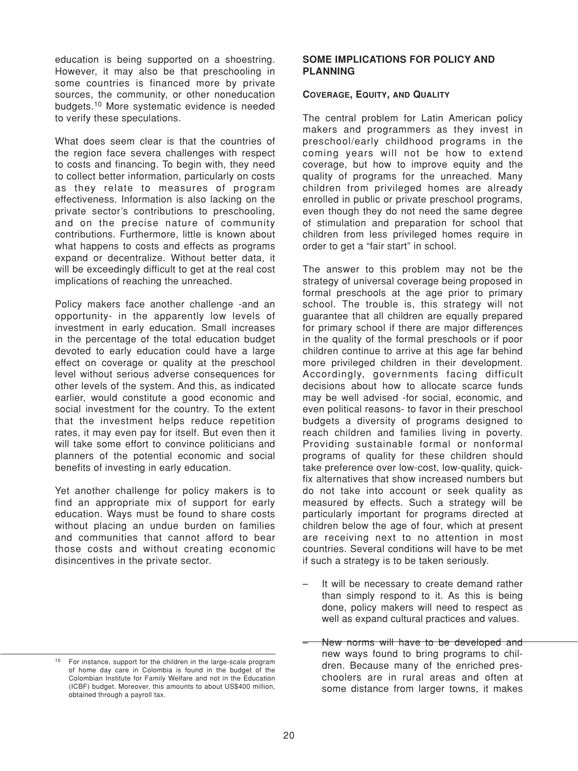education is being supported on a shoestring. However, it may also be that preschooling in some countries is financed more by private sources, the community, or other noneducation budgets.[10] More systematic evidence is needed to verify these speculations.

What does seem clear is that the countries of the region face severa challenges with respect to costs and financing. To begin with, they need to collect better information, particularly on costs as they relate to measures of program effectiveness. Information is also lacking on the private sector's contributions to preschooling, and on the precise nature of community contributions. Furthermore, little is known about what happens to costs and effects as programs expand or decentralize. Without better data, it will be exceedingly difficult to get at the real cost implications of reaching the unreached.

Policy makers face another challenge -and an opportunity- in the apparently low levels of investment in early education. Small increases in the percentage of the total education budget devoted to early education could have a large effect on coverage or quality at the preschool level without serious adverse consequences for other levels of the system. And this, as indicated earlier, would constitute a good economic and social investment for the country. To the extent that the investment helps reduce repetition rates, it may even pay for itself. But even then it will take some effort to convince politicians and planners of the potential economic and social benefits of investing in early education.

Yet another challenge for policy makers is to find an appropriate mix of support for early education. Ways must be found to share costs without placing an undue burden on families and communities that cannot afford to bear those costs and without creating economic disincentives in the private sector.

## SOME IMPLICATIONS FOR POLICY AND PLANNING

### COVERAGE, EQUITY, AND QUALITY

The central problem for Latin American policy makers and programmers as they invest in preschool/early childhood programs in the coming years will not be how to extend coverage, but how to improve equity and the quality of programs for the unreached. Many children from privileged homes are already enrolled in public or private preschool programs, even though they do not need the same degree of stimulation and preparation for school that children from less privileged homes require in order to get a "fair start" in school.

The answer to this problem may not be the strategy of universal coverage being proposed in formal preschools at the age prior to primary school. The trouble is, this strategy will not guarantee that all children are equally prepared for primary school if there are major differences in the quality of the formal preschools or if poor children continue to arrive at this age far behind more privileged children in their development. Accordingly, governments facing difficult decisions about how to allocate scarce funds may be well advised -for social, economic, and even political reasons- to favor in their preschool budgets a diversity of programs designed to reach children and families living in poverty. Providing sustainable formal or nonformal programs of quality for these children should take preference over low-cost, low-quality, quick-fix alternatives that show increased numbers but do not take into account or seek quality as measured by effects. Such a strategy will be particularly important for programs directed at children below the age of four, which at present are receiving next to no attention in most countries. Several conditions will have to be met if such a strategy is to be taken seriously.

- It will be necessary to create demand rather than simply respond to it. As this is being done, policy makers will need to respect as well as expand cultural practices and values.
- New norms will have to be developed and new ways found to bring programs to children. Because many of the enriched preschoolers are in rural areas and often at some distance from larger towns, it makes

[10] For instance, support for the children in the large-scale program of home day care in Colombia is found in the budget of the Colombian Institute for Family Welfare and not in the Education (ICBF) budget. Moreover, this amounts to about US$400 million, obtained through a payroll tax.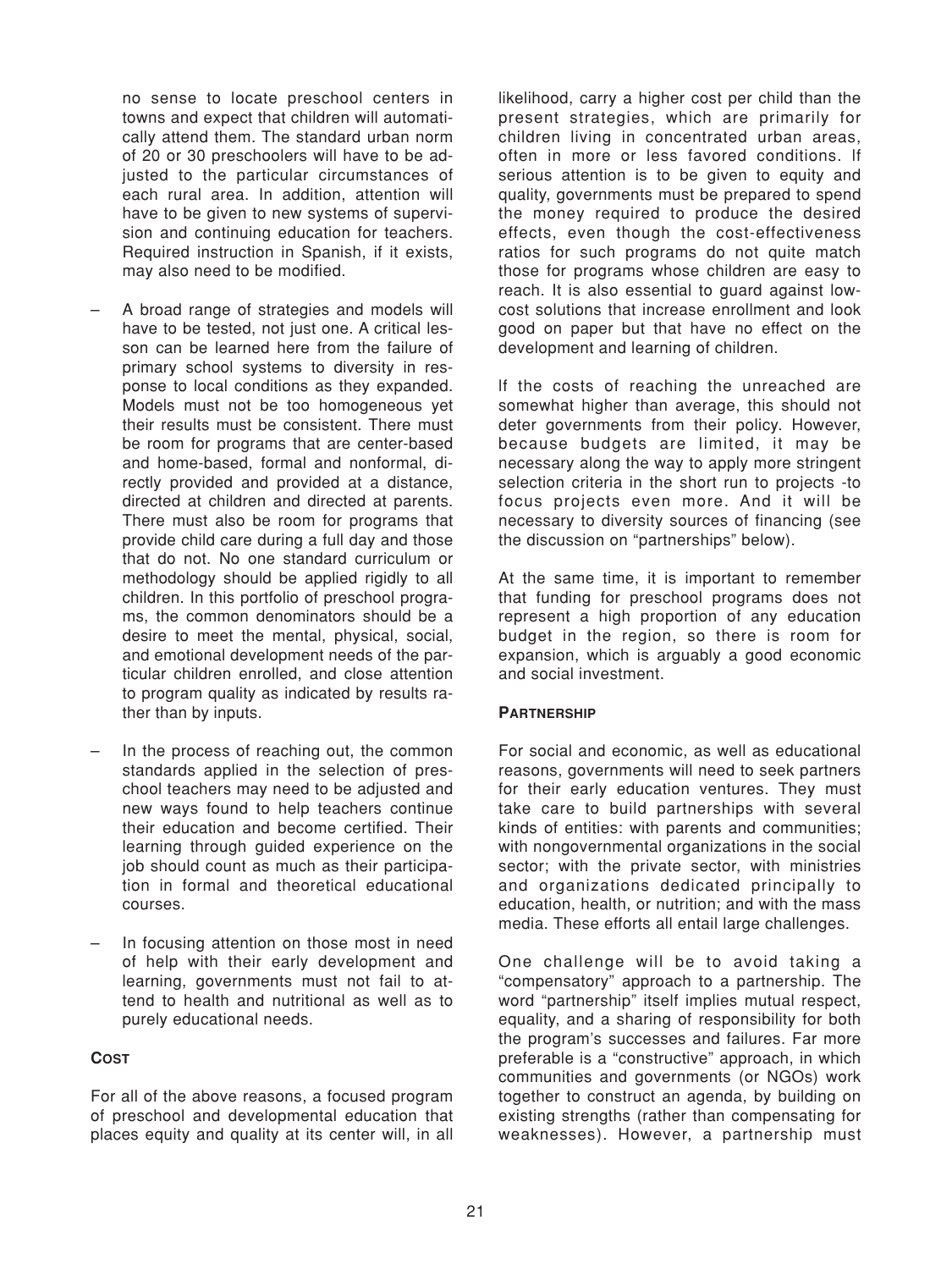no sense to locate preschool centers in towns and expect that children will automatically attend them. The standard urban norm of 20 or 30 preschoolers will have to be adjusted to the particular circumstances of each rural area. In addition, attention will have to be given to new systems of supervision and continuing education for teachers. Required instruction in Spanish, if it exists, may also need to be modified.

- A broad range of strategies and models will have to be tested, not just one. A critical lesson can be learned here from the failure of primary school systems to diversity in response to local conditions as they expanded. Models must not be too homogeneous yet their results must be consistent. There must be room for programs that are center-based and home-based, formal and nonformal, directly provided and provided at a distance, directed at children and directed at parents. There must also be room for programs that provide child care during a full day and those that do not. No one standard curriculum or methodology should be applied rigidly to all children. In this portfolio of preschool programs, the common denominators should be a desire to meet the mental, physical, social, and emotional development needs of the particular children enrolled, and close attention to program quality as indicated by results rather than by inputs.

- In the process of reaching out, the common standards applied in the selection of preschool teachers may need to be adjusted and new ways found to help teachers continue their education and become certified. Their learning through guided experience on the job should count as much as their participation in formal and theoretical educational courses.

- In focusing attention on those most in need of help with their early development and learning, governments must not fail to attend to health and nutritional as well as to purely educational needs.

#### COST

For all of the above reasons, a focused program of preschool and developmental education that places equity and quality at its center will, in all likelihood, carry a higher cost per child than the present strategies, which are primarily for children living in concentrated urban areas, often in more or less favored conditions. If serious attention is to be given to equity and quality, governments must be prepared to spend the money required to produce the desired effects, even though the cost-effectiveness ratios for such programs do not quite match those for programs whose children are easy to reach. It is also essential to guard against low-cost solutions that increase enrollment and look good on paper but that have no effect on the development and learning of children.

If the costs of reaching the unreached are somewhat higher than average, this should not deter governments from their policy. However, because budgets are limited, it may be necessary along the way to apply more stringent selection criteria in the short run to projects -to focus projects even more. And it will be necessary to diversity sources of financing (see the discussion on "partnerships" below).

At the same time, it is important to remember that funding for preschool programs does not represent a high proportion of any education budget in the region, so there is room for expansion, which is arguably a good economic and social investment.

#### PARTNERSHIP

For social and economic, as well as educational reasons, governments will need to seek partners for their early education ventures. They must take care to build partnerships with several kinds of entities: with parents and communities; with nongovernmental organizations in the social sector; with the private sector, with ministries and organizations dedicated principally to education, health, or nutrition; and with the mass media. These efforts all entail large challenges.

One challenge will be to avoid taking a "compensatory" approach to a partnership. The word "partnership" itself implies mutual respect, equality, and a sharing of responsibility for both the program's successes and failures. Far more preferable is a "constructive" approach, in which communities and governments (or NGOs) work together to construct an agenda, by building on existing strengths (rather than compensating for weaknesses). However, a partnership must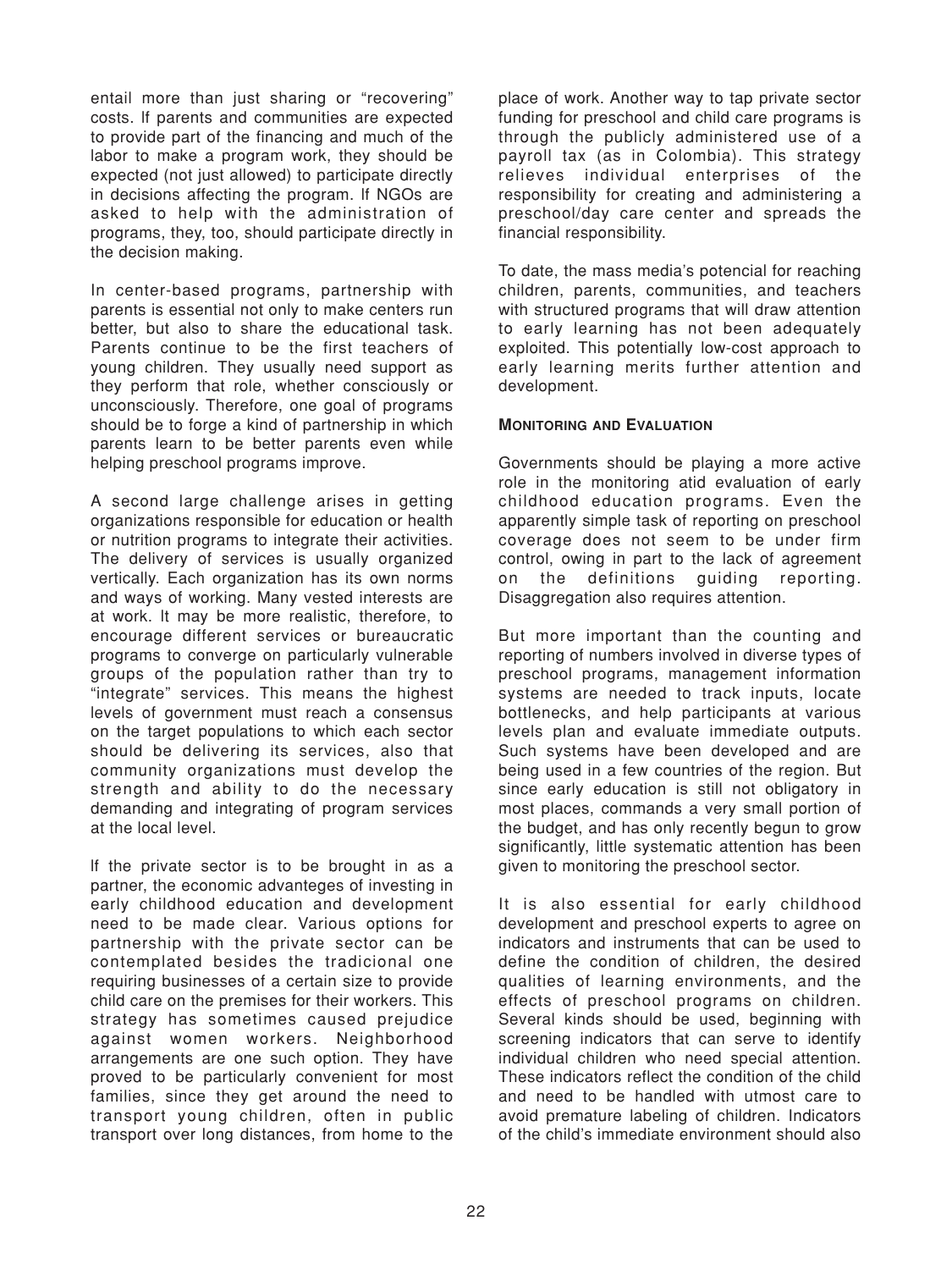entail more than just sharing or "recovering" costs. If parents and communities are expected to provide part of the financing and much of the labor to make a program work, they should be expected (not just allowed) to participate directly in decisions affecting the program. If NGOs are asked to help with the administration of programs, they, too, should participate directly in the decision making.

In center-based programs, partnership with parents is essential not only to make centers run better, but also to share the educational task. Parents continue to be the first teachers of young children. They usually need support as they perform that role, whether consciously or unconsciously. Therefore, one goal of programs should be to forge a kind of partnership in which parents learn to be better parents even while helping preschool programs improve.

A second large challenge arises in getting organizations responsible for education or health or nutrition programs to integrate their activities. The delivery of services is usually organized vertically. Each organization has its own norms and ways of working. Many vested interests are at work. It may be more realistic, therefore, to encourage different services or bureaucratic programs to converge on particularly vulnerable groups of the population rather than try to "integrate" services. This means the highest levels of government must reach a consensus on the target populations to which each sector should be delivering its services, also that community organizations must develop the strength and ability to do the necessary demanding and integrating of program services at the local level.

If the private sector is to be brought in as a partner, the economic advanteges of investing in early childhood education and development need to be made clear. Various options for partnership with the private sector can be contemplated besides the tradicional one requiring businesses of a certain size to provide child care on the premises for their workers. This strategy has sometimes caused prejudice against women workers. Neighborhood arrangements are one such option. They have proved to be particularly convenient for most families, since they get around the need to transport young children, often in public transport over long distances, from home to the place of work. Another way to tap private sector funding for preschool and child care programs is through the publicly administered use of a payroll tax (as in Colombia). This strategy relieves individual enterprises of the responsibility for creating and administering a preschool/day care center and spreads the financial responsibility.

To date, the mass media's potencial for reaching children, parents, communities, and teachers with structured programs that will draw attention to early learning has not been adequately exploited. This potentially low-cost approach to early learning merits further attention and development.

#### Monitoring and Evaluation

Governments should be playing a more active role in the monitoring atid evaluation of early childhood education programs. Even the apparently simple task of reporting on preschool coverage does not seem to be under firm control, owing in part to the lack of agreement on the definitions guiding reporting. Disaggregation also requires attention.

But more important than the counting and reporting of numbers involved in diverse types of preschool programs, management information systems are needed to track inputs, locate bottlenecks, and help participants at various levels plan and evaluate immediate outputs. Such systems have been developed and are being used in a few countries of the region. But since early education is still not obligatory in most places, commands a very small portion of the budget, and has only recently begun to grow significantly, little systematic attention has been given to monitoring the preschool sector.

It is also essential for early childhood development and preschool experts to agree on indicators and instruments that can be used to define the condition of children, the desired qualities of learning environments, and the effects of preschool programs on children. Several kinds should be used, beginning with screening indicators that can serve to identify individual children who need special attention. These indicators reflect the condition of the child and need to be handled with utmost care to avoid premature labeling of children. Indicators of the child's immediate environment should also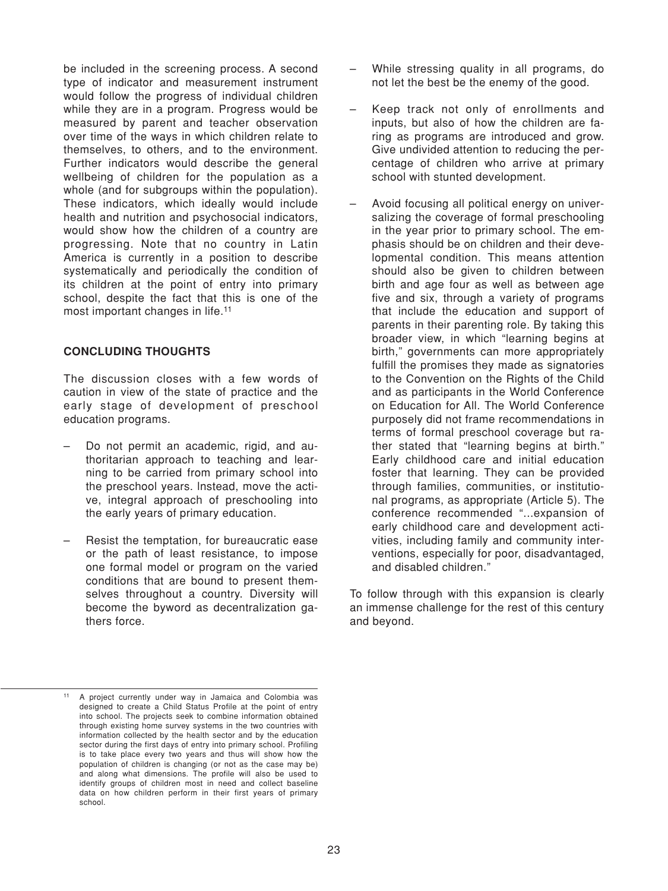be included in the screening process. A second type of indicator and measurement instrument would follow the progress of individual children while they are in a program. Progress would be measured by parent and teacher observation over time of the ways in which children relate to themselves, to others, and to the environment. Further indicators would describe the general wellbeing of children for the population as a whole (and for subgroups within the population). These indicators, which ideally would include health and nutrition and psychosocial indicators, would show how the children of a country are progressing. Note that no country in Latin America is currently in a position to describe systematically and periodically the condition of its children at the point of entry into primary school, despite the fact that this is one of the most important changes in life.[11]

## CONCLUDING THOUGHTS

The discussion closes with a few words of caution in view of the state of practice and the early stage of development of preschool education programs.

- Do not permit an academic, rigid, and authoritarian approach to teaching and learning to be carried from primary school into the preschool years. Instead, move the active, integral approach of preschooling into the early years of primary education.

- Resist the temptation, for bureaucratic ease or the path of least resistance, to impose one formal model or program on the varied conditions that are bound to present themselves throughout a country. Diversity will become the byword as decentralization gathers force.

- While stressing quality in all programs, do not let the best be the enemy of the good.

- Keep track not only of enrollments and inputs, but also of how the children are faring as programs are introduced and grow. Give undivided attention to reducing the percentage of children who arrive at primary school with stunted development.

- Avoid focusing all political energy on universalizing the coverage of formal preschooling in the year prior to primary school. The emphasis should be on children and their developmental condition. This means attention should also be given to children between birth and age four as well as between age five and six, through a variety of programs that include the education and support of parents in their parenting role. By taking this broader view, in which "learning begins at birth," governments can more appropriately fulfill the promises they made as signatories to the Convention on the Rights of the Child and as participants in the World Conference on Education for All. The World Conference purposely did not frame recommendations in terms of formal preschool coverage but rather stated that "learning begins at birth." Early childhood care and initial education foster that learning. They can be provided through families, communities, or institutional programs, as appropriate (Article 5). The conference recommended "...expansion of early childhood care and development activities, including family and community interventions, especially for poor, disadvantaged, and disabled children."

To follow through with this expansion is clearly an immense challenge for the rest of this century and beyond.

---

[11] A project currently under way in Jamaica and Colombia was designed to create a Child Status Profile at the point of entry into school. The projects seek to combine information obtained through existing home survey systems in the two countries with information collected by the health sector and by the education sector during the first days of entry into primary school. Profiling is to take place every two years and thus will show how the population of children is changing (or not as the case may be) and along what dimensions. The profile will also be used to identify groups of children most in need and collect baseline data on how children perform in their first years of primary school.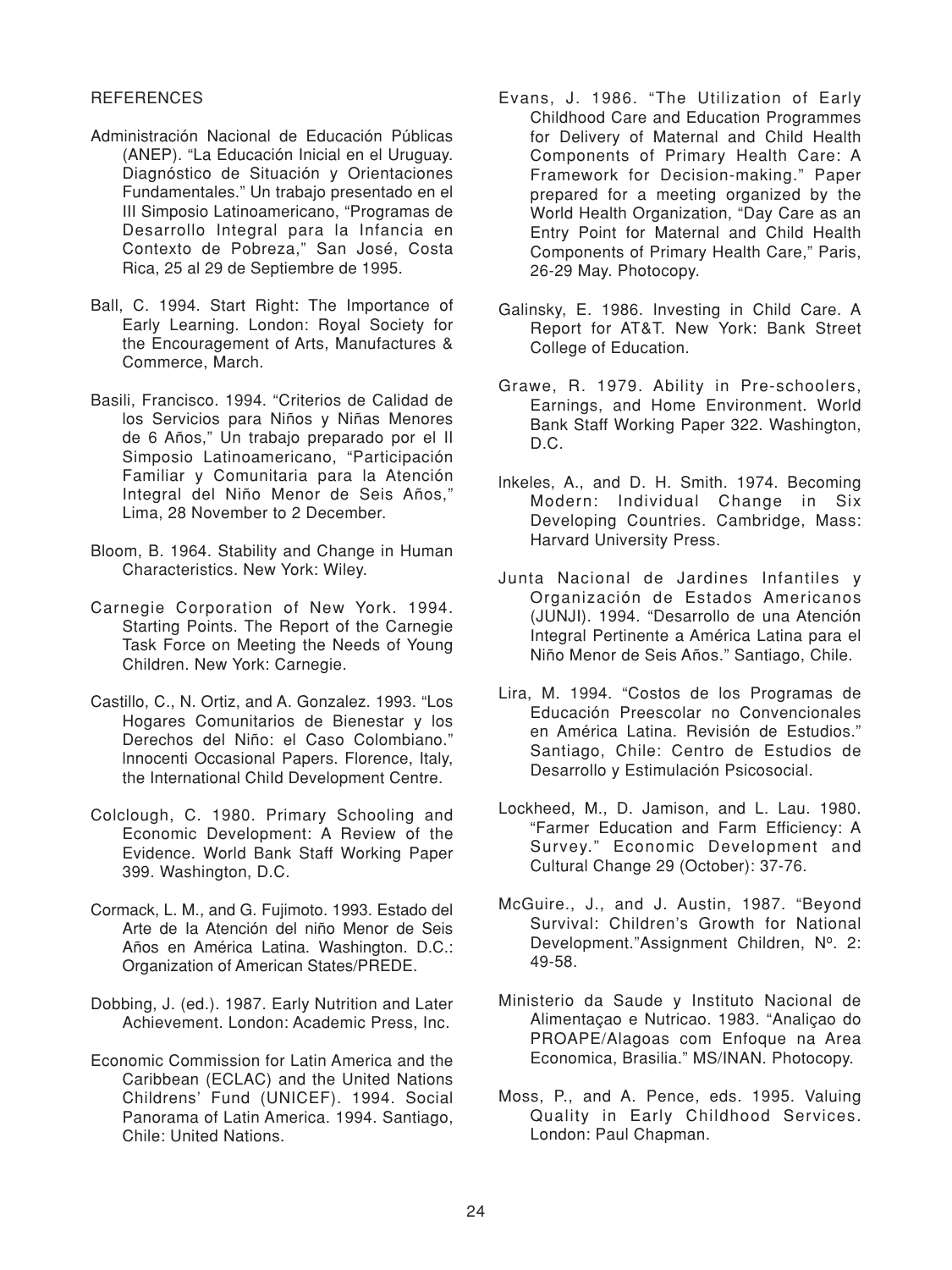## REFERENCES

Administración Nacional de Educación Públicas (ANEP). "La Educación Inicial en el Uruguay. Diagnóstico de Situación y Orientaciones Fundamentales." Un trabajo presentado en el III Simposio Latinoamericano, "Programas de Desarrollo Integral para la Infancia en Contexto de Pobreza," San José, Costa Rica, 25 al 29 de Septiembre de 1995.

Ball, C. 1994. Start Right: The Importance of Early Learning. London: Royal Society for the Encouragement of Arts, Manufactures & Commerce, March.

Basili, Francisco. 1994. "Criterios de Calidad de los Servicios para Niños y Niñas Menores de 6 Años," Un trabajo preparado por el II Simposio Latinoamericano, "Participación Familiar y Comunitaria para la Atención Integral del Niño Menor de Seis Años," Lima, 28 November to 2 December.

Bloom, B. 1964. Stability and Change in Human Characteristics. New York: Wiley.

Carnegie Corporation of New York. 1994. Starting Points. The Report of the Carnegie Task Force on Meeting the Needs of Young Children. New York: Carnegie.

Castillo, C., N. Ortiz, and A. Gonzalez. 1993. "Los Hogares Comunitarios de Bienestar y los Derechos del Niño: el Caso Colombiano." Innocenti Occasional Papers. Florence, Italy, the International Child Development Centre.

Colclough, C. 1980. Primary Schooling and Economic Development: A Review of the Evidence. World Bank Staff Working Paper 399. Washington, D.C.

Cormack, L. M., and G. Fujimoto. 1993. Estado del Arte de la Atención del niño Menor de Seis Años en América Latina. Washington. D.C.: Organization of American States/PREDE.

Dobbing, J. (ed.). 1987. Early Nutrition and Later Achievement. London: Academic Press, Inc.

Economic Commission for Latin America and the Caribbean (ECLAC) and the United Nations Childrens' Fund (UNICEF). 1994. Social Panorama of Latin America. 1994. Santiago, Chile: United Nations.

Evans, J. 1986. "The Utilization of Early Childhood Care and Education Programmes for Delivery of Maternal and Child Health Components of Primary Health Care: A Framework for Decision-making." Paper prepared for a meeting organized by the World Health Organization, "Day Care as an Entry Point for Maternal and Child Health Components of Primary Health Care," Paris, 26-29 May. Photocopy.

Galinsky, E. 1986. Investing in Child Care. A Report for AT&T. New York: Bank Street College of Education.

Grawe, R. 1979. Ability in Pre-schoolers, Earnings, and Home Environment. World Bank Staff Working Paper 322. Washington, D.C.

Inkeles, A., and D. H. Smith. 1974. Becoming Modern: Individual Change in Six Developing Countries. Cambridge, Mass: Harvard University Press.

Junta Nacional de Jardines Infantiles y Organización de Estados Americanos (JUNJI). 1994. "Desarrollo de una Atención Integral Pertinente a América Latina para el Niño Menor de Seis Años." Santiago, Chile.

Lira, M. 1994. "Costos de los Programas de Educación Preescolar no Convencionales en América Latina. Revisión de Estudios." Santiago, Chile: Centro de Estudios de Desarrollo y Estimulación Psicosocial.

Lockheed, M., D. Jamison, and L. Lau. 1980. "Farmer Education and Farm Efficiency: A Survey." Economic Development and Cultural Change 29 (October): 37-76.

McGuire., J., and J. Austin, 1987. "Beyond Survival: Children's Growth for National Development."Assignment Children, Nº. 2: 49-58.

Ministerio da Saude y Instituto Nacional de Alimentaçao e Nutricao. 1983. "Analiçao do PROAPE/Alagoas com Enfoque na Area Economica, Brasilia." MS/INAN. Photocopy.

Moss, P., and A. Pence, eds. 1995. Valuing Quality in Early Childhood Services. London: Paul Chapman.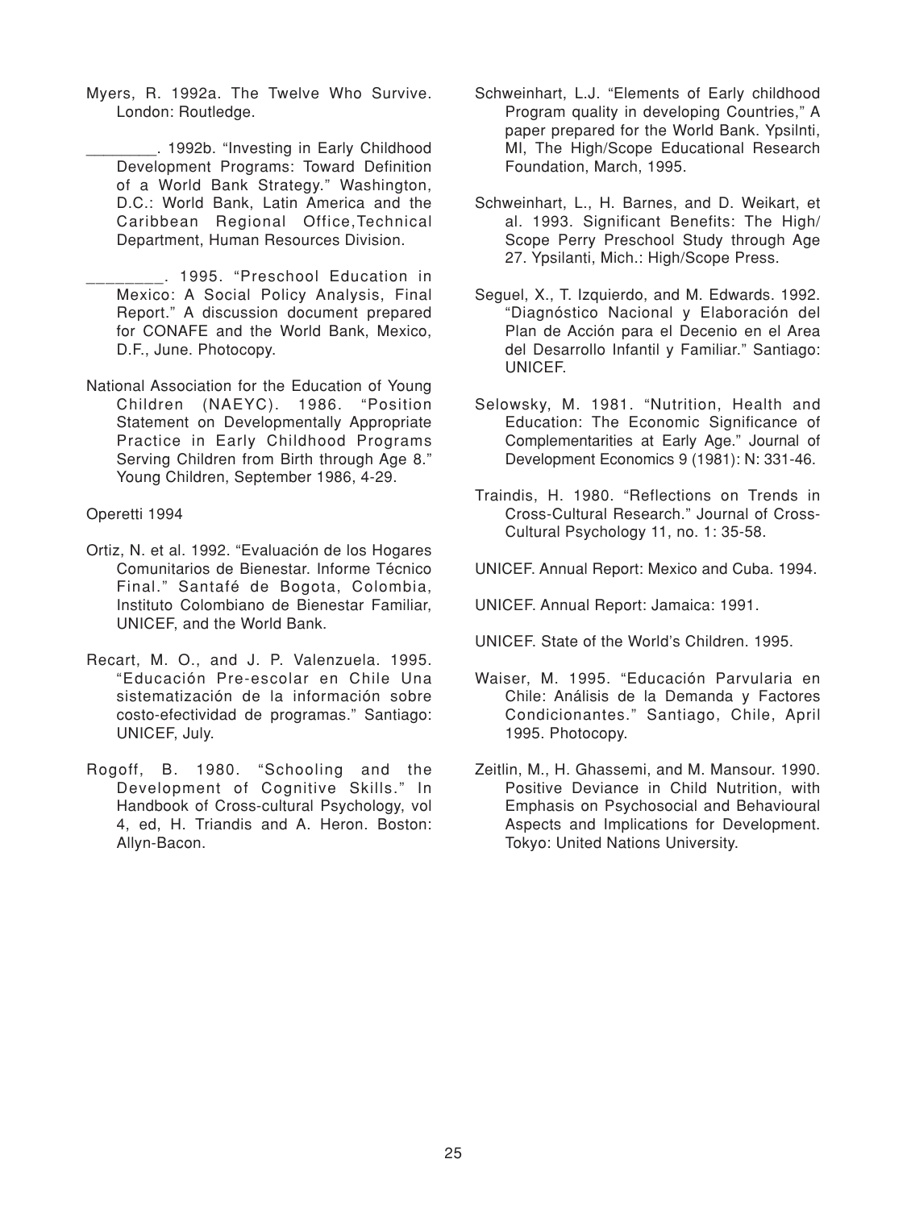Myers, R. 1992a. The Twelve Who Survive. London: Routledge.

________. 1992b. "Investing in Early Childhood Development Programs: Toward Definition of a World Bank Strategy." Washington, D.C.: World Bank, Latin America and the Caribbean Regional Office,Technical Department, Human Resources Division.

________. 1995. "Preschool Education in Mexico: A Social Policy Analysis, Final Report." A discussion document prepared for CONAFE and the World Bank, Mexico, D.F., June. Photocopy.

National Association for the Education of Young Children (NAEYC). 1986. "Position Statement on Developmentally Appropriate Practice in Early Childhood Programs Serving Children from Birth through Age 8." Young Children, September 1986, 4-29.

Operetti 1994

Ortiz, N. et al. 1992. "Evaluación de los Hogares Comunitarios de Bienestar. Informe Técnico Final." Santafé de Bogota, Colombia, Instituto Colombiano de Bienestar Familiar, UNICEF, and the World Bank.

Recart, M. O., and J. P. Valenzuela. 1995. "Educación Pre-escolar en Chile Una sistematización de la información sobre costo-efectividad de programas." Santiago: UNICEF, July.

Rogoff, B. 1980. "Schooling and the Development of Cognitive Skills." In Handbook of Cross-cultural Psychology, vol 4, ed, H. Triandis and A. Heron. Boston: Allyn-Bacon.

Schweinhart, L.J. "Elements of Early childhood Program quality in developing Countries," A paper prepared for the World Bank. Ypsilnti, MI, The High/Scope Educational Research Foundation, March, 1995.

Schweinhart, L., H. Barnes, and D. Weikart, et al. 1993. Significant Benefits: The High/Scope Perry Preschool Study through Age 27. Ypsilanti, Mich.: High/Scope Press.

Seguel, X., T. Izquierdo, and M. Edwards. 1992. "Diagnóstico Nacional y Elaboración del Plan de Acción para el Decenio en el Area del Desarrollo Infantil y Familiar." Santiago: UNICEF.

Selowsky, M. 1981. "Nutrition, Health and Education: The Economic Significance of Complementarities at Early Age." Journal of Development Economics 9 (1981): N: 331-46.

Traindis, H. 1980. "Reflections on Trends in Cross-Cultural Research." Journal of Cross-Cultural Psychology 11, no. 1: 35-58.

UNICEF. Annual Report: Mexico and Cuba. 1994.

UNICEF. Annual Report: Jamaica: 1991.

UNICEF. State of the World's Children. 1995.

Waiser, M. 1995. "Educación Parvularia en Chile: Análisis de la Demanda y Factores Condicionantes." Santiago, Chile, April 1995. Photocopy.

Zeitlin, M., H. Ghassemi, and M. Mansour. 1990. Positive Deviance in Child Nutrition, with Emphasis on Psychosocial and Behavioural Aspects and Implications for Development. Tokyo: United Nations University.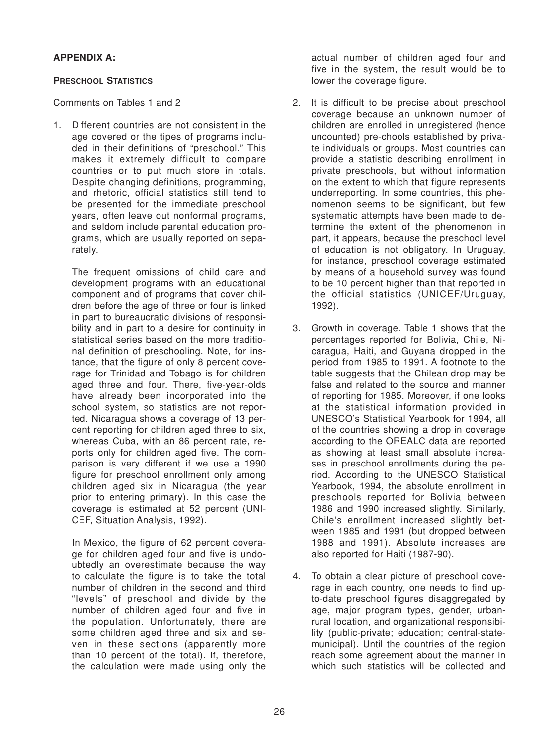**APPENDIX A:**

**PRESCHOOL STATISTICS**

Comments on Tables 1 and 2

1. Different countries are not consistent in the age covered or the tipes of programs included in their definitions of "preschool." This makes it extremely difficult to compare countries or to put much store in totals. Despite changing definitions, programming, and rhetoric, official statistics still tend to be presented for the immediate preschool years, often leave out nonformal programs, and seldom include parental education programs, which are usually reported on separately.

   The frequent omissions of child care and development programs with an educational component and of programs that cover children before the age of three or four is linked in part to bureaucratic divisions of responsibility and in part to a desire for continuity in statistical series based on the more traditional definition of preschooling. Note, for instance, that the figure of only 8 percent coverage for Trinidad and Tobago is for children aged three and four. There, five-year-olds have already been incorporated into the school system, so statistics are not reported. Nicaragua shows a coverage of 13 percent reporting for children aged three to six, whereas Cuba, with an 86 percent rate, reports only for children aged five. The comparison is very different if we use a 1990 figure for preschool enrollment only among children aged six in Nicaragua (the year prior to entering primary). In this case the coverage is estimated at 52 percent (UNICEF, Situation Analysis, 1992).

   In Mexico, the figure of 62 percent coverage for children aged four and five is undoubtedly an overestimate because the way to calculate the figure is to take the total number of children in the second and third "levels" of preschool and divide by the number of children aged four and five in the population. Unfortunately, there are some children aged three and six and seven in these sections (apparently more than 10 percent of the total). If, therefore, the calculation were made using only the actual number of children aged four and five in the system, the result would be to lower the coverage figure.

2. It is difficult to be precise about preschool coverage because an unknown number of children are enrolled in unregistered (hence uncounted) pre-chools established by private individuals or groups. Most countries can provide a statistic describing enrollment in private preschools, but without information on the extent to which that figure represents underreporting. In some countries, this phenomenon seems to be significant, but few systematic attempts have been made to determine the extent of the phenomenon in part, it appears, because the preschool level of education is not obligatory. In Uruguay, for instance, preschool coverage estimated by means of a household survey was found to be 10 percent higher than that reported in the official statistics (UNICEF/Uruguay, 1992).

3. Growth in coverage. Table 1 shows that the percentages reported for Bolivia, Chile, Nicaragua, Haiti, and Guyana dropped in the period from 1985 to 1991. A footnote to the table suggests that the Chilean drop may be false and related to the source and manner of reporting for 1985. Moreover, if one looks at the statistical information provided in UNESCO's Statistical Yearbook for 1994, all of the countries showing a drop in coverage according to the OREALC data are reported as showing at least small absolute increases in preschool enrollments during the period. According to the UNESCO Statistical Yearbook, 1994, the absolute enrollment in preschools reported for Bolivia between 1986 and 1990 increased slightly. Similarly, Chile's enrollment increased slightly between 1985 and 1991 (but dropped between 1988 and 1991). Absolute increases are also reported for Haiti (1987-90).

4. To obtain a clear picture of preschool coverage in each country, one needs to find up-to-date preschool figures disaggregated by age, major program types, gender, urban-rural location, and organizational responsibility (public-private; education; central-state-municipal). Until the countries of the region reach some agreement about the manner in which such statistics will be collected and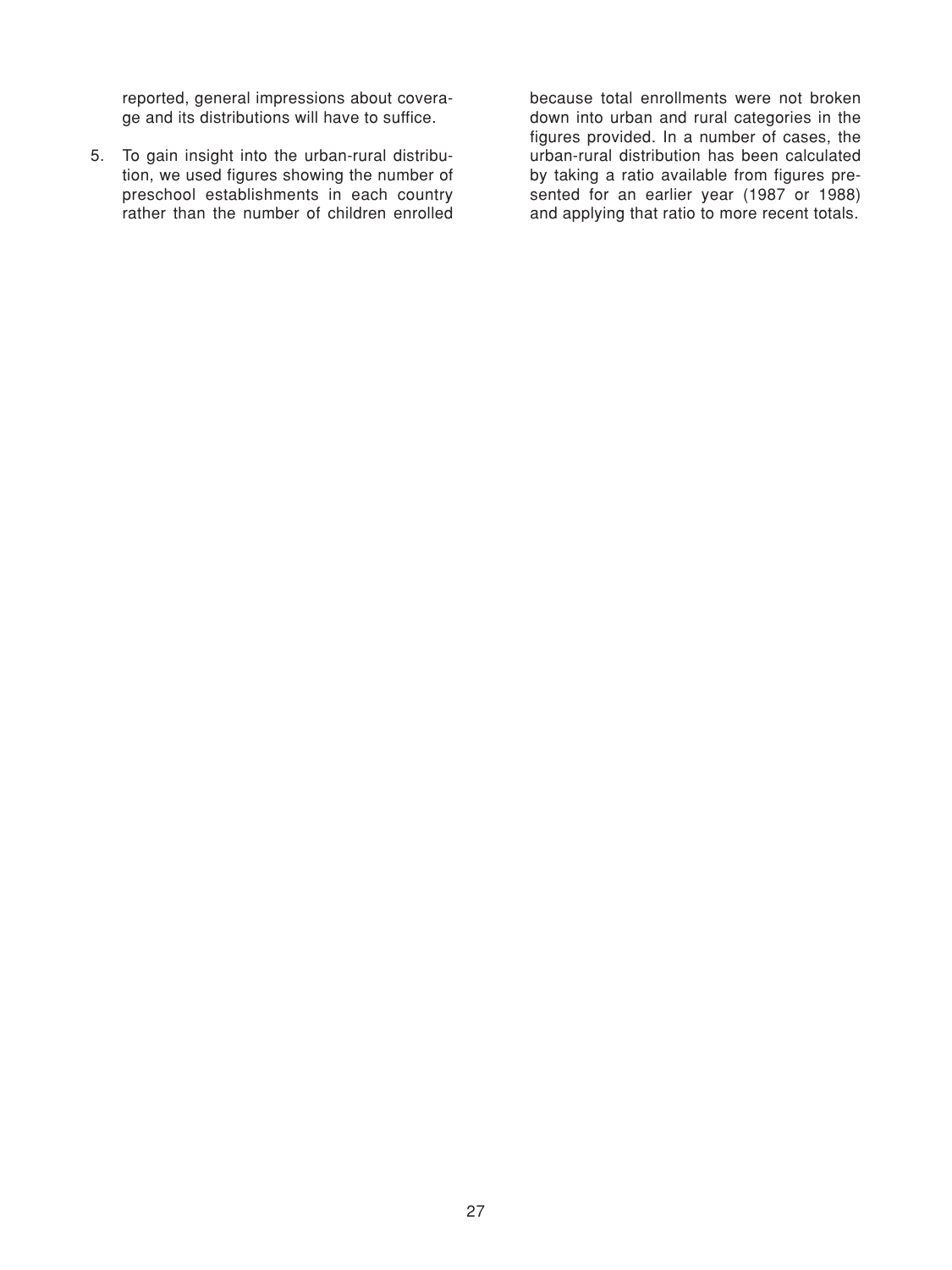reported, general impressions about coverage and its distributions will have to suffice.

5. To gain insight into the urban-rural distribution, we used figures showing the number of preschool establishments in each country rather than the number of children enrolled because total enrollments were not broken down into urban and rural categories in the figures provided. In a number of cases, the urban-rural distribution has been calculated by taking a ratio available from figures presented for an earlier year (1987 or 1988) and applying that ratio to more recent totals.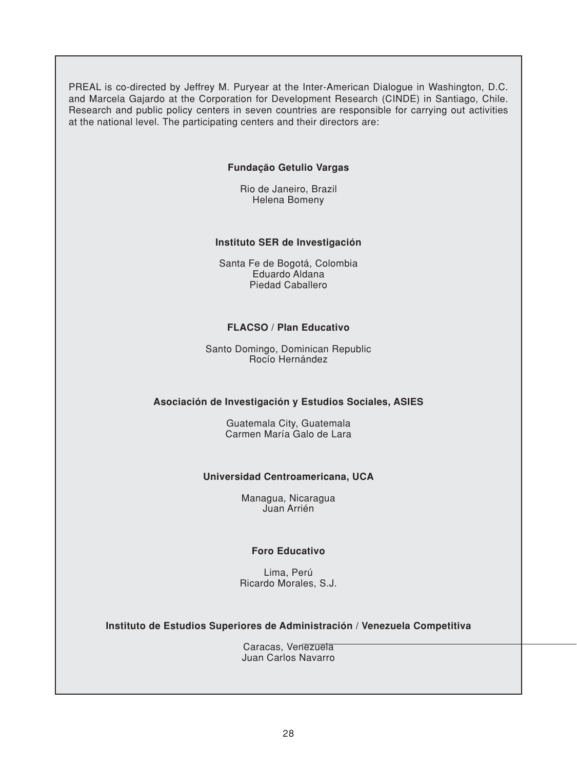PREAL is co-directed by Jeffrey M. Puryear at the Inter-American Dialogue in Washington, D.C. and Marcela Gajardo at the Corporation for Development Research (CINDE) in Santiago, Chile. Research and public policy centers in seven countries are responsible for carrying out activities at the national level. The participating centers and their directors are:

**Fundação Getulio Vargas**

Rio de Janeiro, Brazil
Helena Bomeny

**Instituto SER de Investigación**

Santa Fe de Bogotá, Colombia
Eduardo Aldana
Piedad Caballero

**FLACSO / Plan Educativo**

Santo Domingo, Dominican Republic
Rocío Hernández

**Asociación de Investigación y Estudios Sociales, ASIES**

Guatemala City, Guatemala
Carmen María Galo de Lara

**Universidad Centroamericana, UCA**

Managua, Nicaragua
Juan Arrién

**Foro Educativo**

Lima, Perú
Ricardo Morales, S.J.

**Instituto de Estudios Superiores de Administración / Venezuela Competitiva**

Caracas, Venezuela
Juan Carlos Navarro